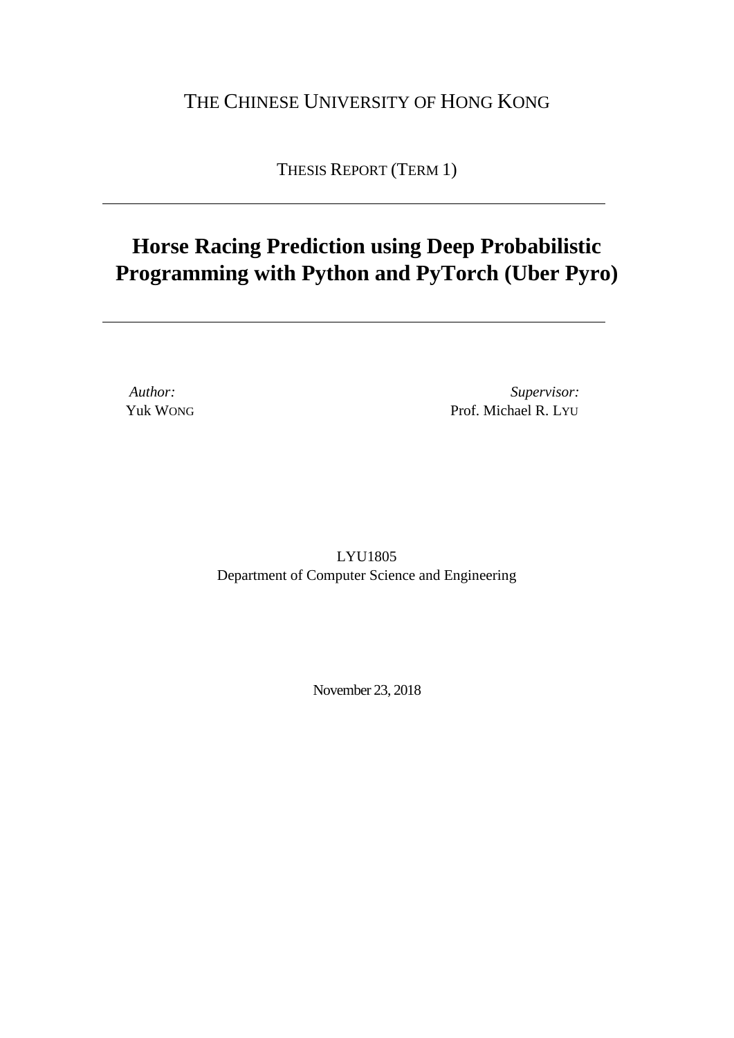THE CHINESE UNIVERSITY OF HONG KONG

THESIS REPORT (TERM 1)

---

# Horse Racing Prediction using Deep Probabilistic Programming with Python and PyTorch (Uber Pyro)

---

*Author:*
Yuk WONG

*Supervisor:*
Prof. Michael R. LYU

LYU1805
Department of Computer Science and Engineering

November 23, 2018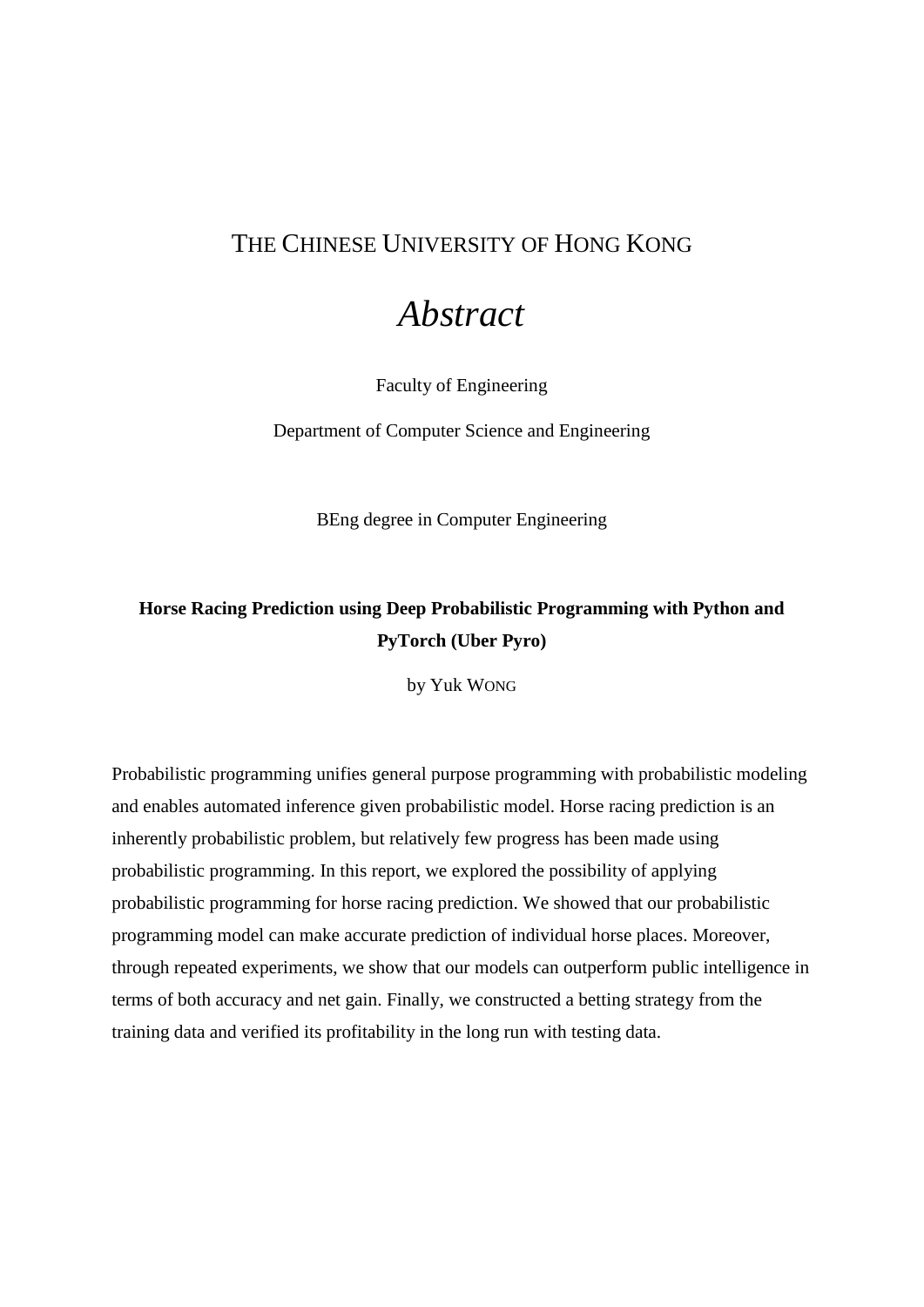THE CHINESE UNIVERSITY OF HONG KONG

# *Abstract*

Faculty of Engineering

Department of Computer Science and Engineering

BEng degree in Computer Engineering

**Horse Racing Prediction using Deep Probabilistic Programming with Python and PyTorch (Uber Pyro)**

by Yuk WONG

Probabilistic programming unifies general purpose programming with probabilistic modeling and enables automated inference given probabilistic model. Horse racing prediction is an inherently probabilistic problem, but relatively few progress has been made using probabilistic programming. In this report, we explored the possibility of applying probabilistic programming for horse racing prediction. We showed that our probabilistic programming model can make accurate prediction of individual horse places. Moreover, through repeated experiments, we show that our models can outperform public intelligence in terms of both accuracy and net gain. Finally, we constructed a betting strategy from the training data and verified its profitability in the long run with testing data.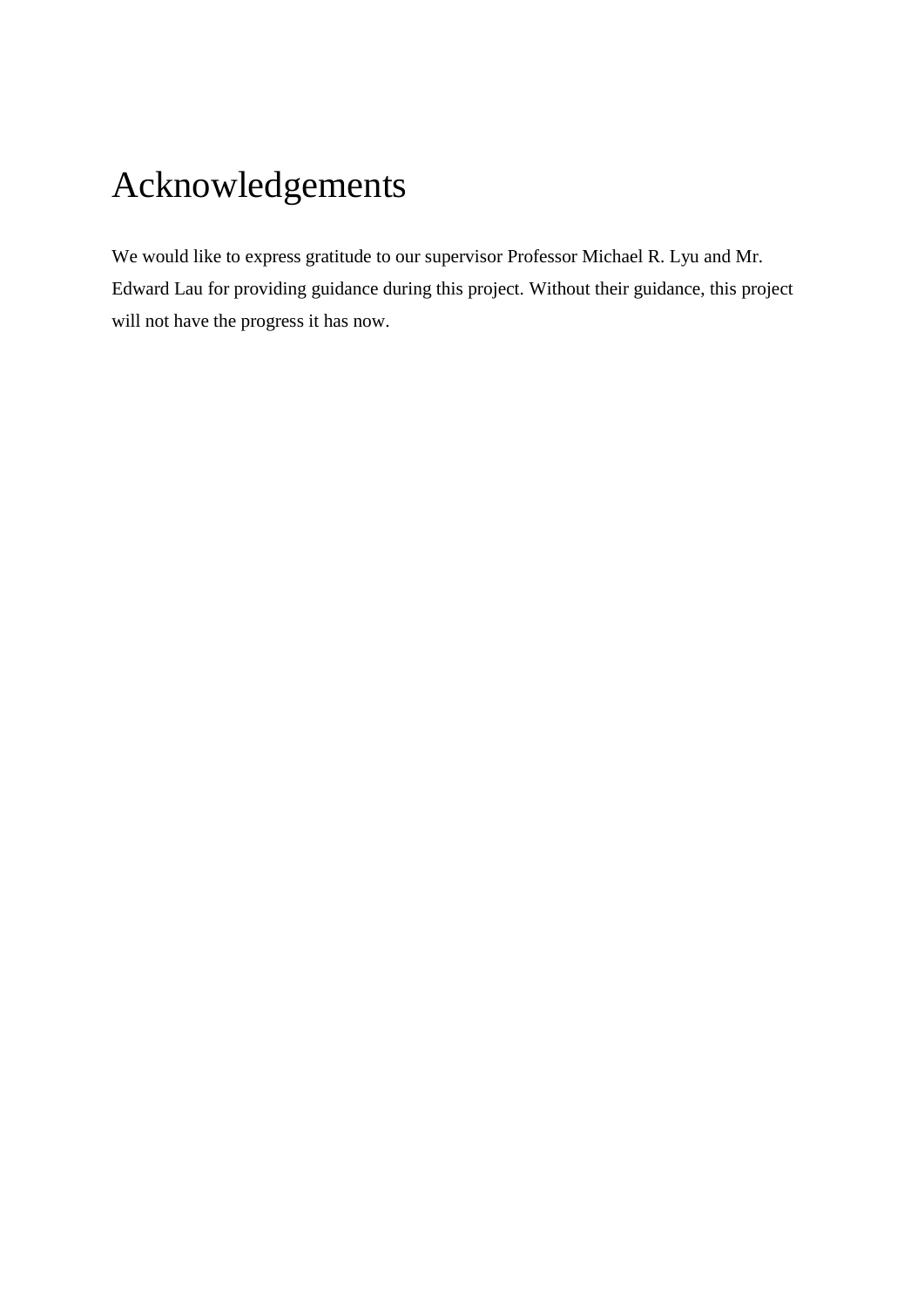# Acknowledgements

We would like to express gratitude to our supervisor Professor Michael R. Lyu and Mr. Edward Lau for providing guidance during this project. Without their guidance, this project will not have the progress it has now.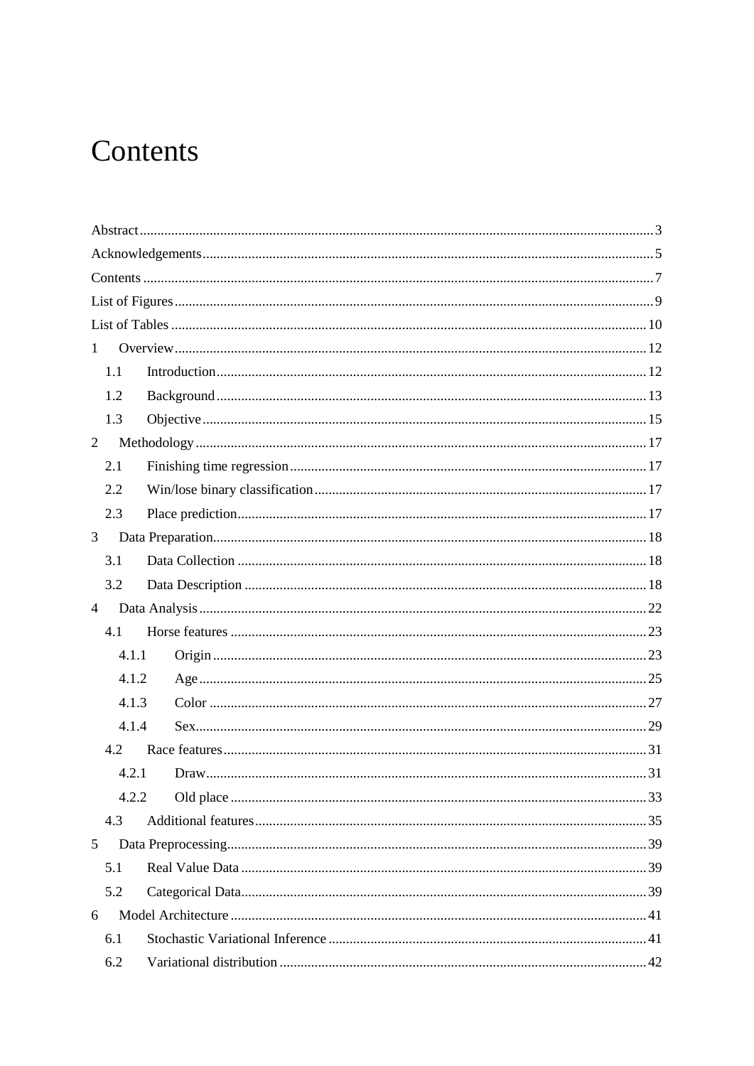# Contents

Abstract ........ 3

Acknowledgements ........ 5

Contents ........ 7

List of Figures ........ 9

List of Tables ........ 10

1 Overview ........ 12

  1.1 Introduction ........ 12

  1.2 Background ........ 13

  1.3 Objective ........ 15

2 Methodology ........ 17

  2.1 Finishing time regression ........ 17

  2.2 Win/lose binary classification ........ 17

  2.3 Place prediction ........ 17

3 Data Preparation ........ 18

  3.1 Data Collection ........ 18

  3.2 Data Description ........ 18

4 Data Analysis ........ 22

  4.1 Horse features ........ 23

    4.1.1 Origin ........ 23

    4.1.2 Age ........ 25

    4.1.3 Color ........ 27

    4.1.4 Sex ........ 29

  4.2 Race features ........ 31

    4.2.1 Draw ........ 31

    4.2.2 Old place ........ 33

  4.3 Additional features ........ 35

5 Data Preprocessing ........ 39

  5.1 Real Value Data ........ 39

  5.2 Categorical Data ........ 39

6 Model Architecture ........ 41

  6.1 Stochastic Variational Inference ........ 41

  6.2 Variational distribution ........ 42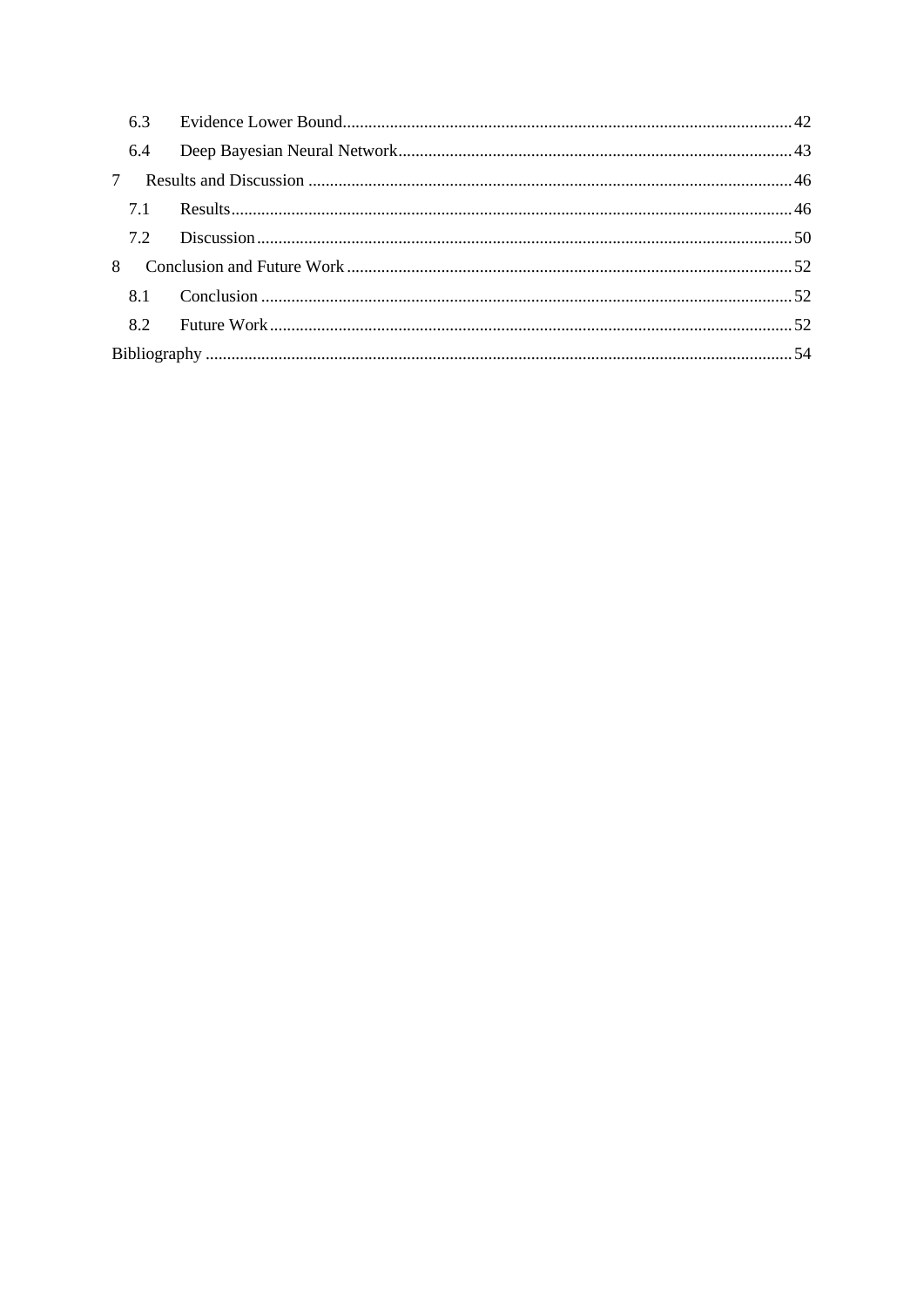- 6.3 Evidence Lower Bound ........ 42
- 6.4 Deep Bayesian Neural Network ........ 43
- 7 Results and Discussion ........ 46
  - 7.1 Results ........ 46
  - 7.2 Discussion ........ 50
- 8 Conclusion and Future Work ........ 52
  - 8.1 Conclusion ........ 52
  - 8.2 Future Work ........ 52
- Bibliography ........ 54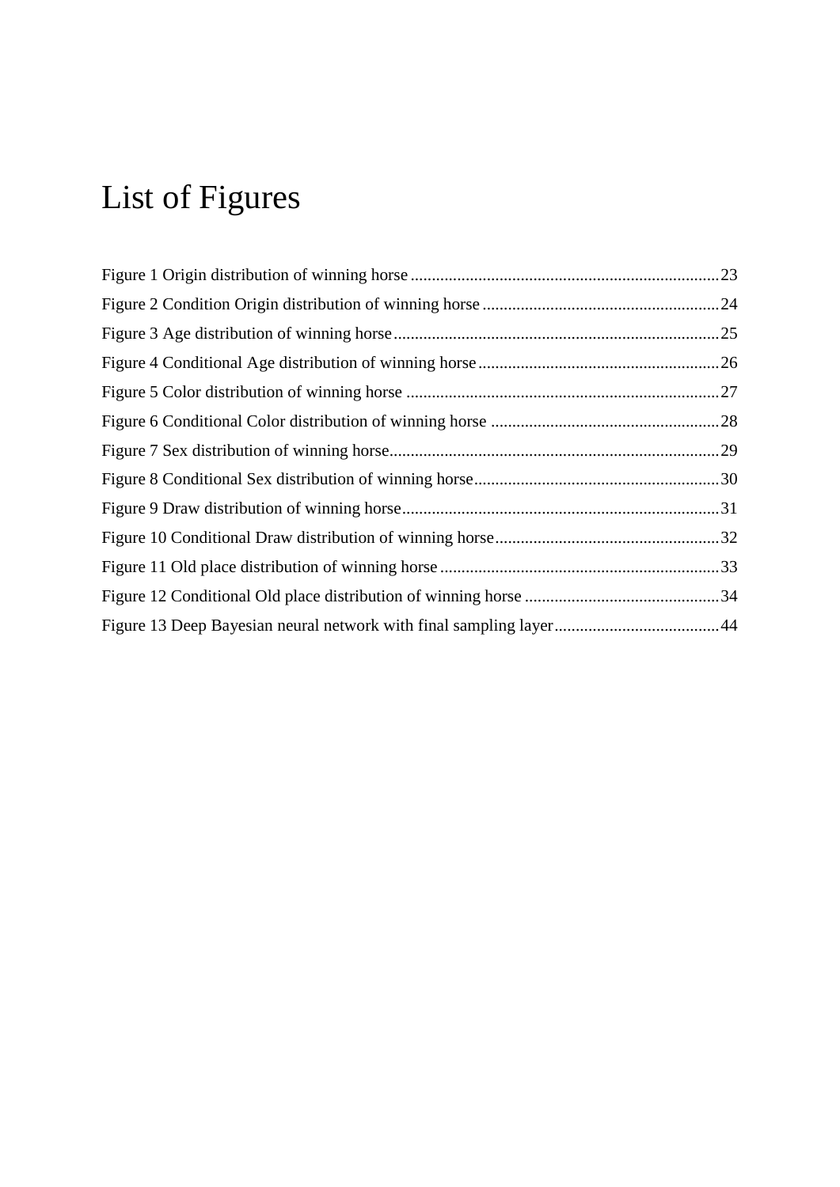# List of Figures

Figure 1 Origin distribution of winning horse ........................................................................23
Figure 2 Condition Origin distribution of winning horse ........................................................24
Figure 3 Age distribution of winning horse ............................................................................25
Figure 4 Conditional Age distribution of winning horse .........................................................26
Figure 5 Color distribution of winning horse ..........................................................................27
Figure 6 Conditional Color distribution of winning horse ......................................................28
Figure 7 Sex distribution of winning horse..............................................................................29
Figure 8 Conditional Sex distribution of winning horse..........................................................30
Figure 9 Draw distribution of winning horse...........................................................................31
Figure 10 Conditional Draw distribution of winning horse.....................................................32
Figure 11 Old place distribution of winning horse ..................................................................33
Figure 12 Conditional Old place distribution of winning horse ..............................................34
Figure 13 Deep Bayesian neural network with final sampling layer.......................................44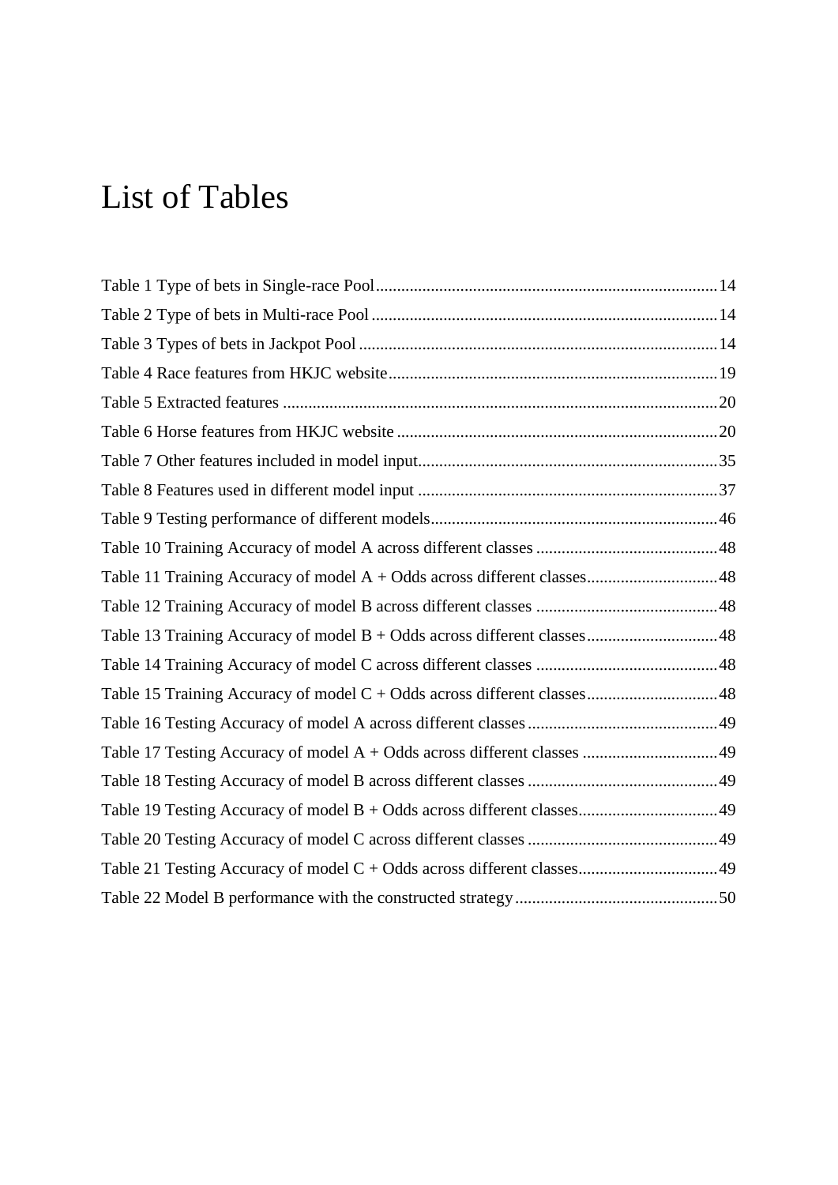# List of Tables

Table 1 Type of bets in Single-race Pool....14

Table 2 Type of bets in Multi-race Pool....14

Table 3 Types of bets in Jackpot Pool....14

Table 4 Race features from HKJC website....19

Table 5 Extracted features....20

Table 6 Horse features from HKJC website....20

Table 7 Other features included in model input....35

Table 8 Features used in different model input....37

Table 9 Testing performance of different models....46

Table 10 Training Accuracy of model A across different classes....48

Table 11 Training Accuracy of model A + Odds across different classes....48

Table 12 Training Accuracy of model B across different classes....48

Table 13 Training Accuracy of model B + Odds across different classes....48

Table 14 Training Accuracy of model C across different classes....48

Table 15 Training Accuracy of model C + Odds across different classes....48

Table 16 Testing Accuracy of model A across different classes....49

Table 17 Testing Accuracy of model A + Odds across different classes....49

Table 18 Testing Accuracy of model B across different classes....49

Table 19 Testing Accuracy of model B + Odds across different classes....49

Table 20 Testing Accuracy of model C across different classes....49

Table 21 Testing Accuracy of model C + Odds across different classes....49

Table 22 Model B performance with the constructed strategy....50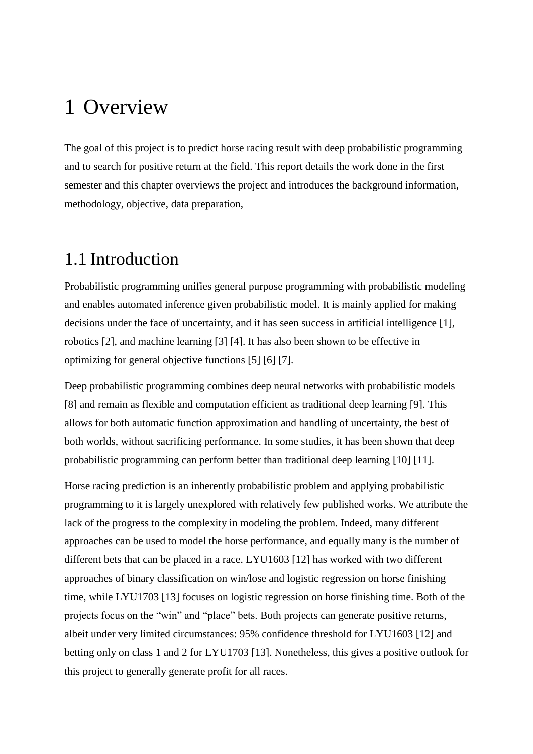# 1 Overview

The goal of this project is to predict horse racing result with deep probabilistic programming and to search for positive return at the field. This report details the work done in the first semester and this chapter overviews the project and introduces the background information, methodology, objective, data preparation,

## 1.1 Introduction

Probabilistic programming unifies general purpose programming with probabilistic modeling and enables automated inference given probabilistic model. It is mainly applied for making decisions under the face of uncertainty, and it has seen success in artificial intelligence [1], robotics [2], and machine learning [3] [4]. It has also been shown to be effective in optimizing for general objective functions [5] [6] [7].

Deep probabilistic programming combines deep neural networks with probabilistic models [8] and remain as flexible and computation efficient as traditional deep learning [9]. This allows for both automatic function approximation and handling of uncertainty, the best of both worlds, without sacrificing performance. In some studies, it has been shown that deep probabilistic programming can perform better than traditional deep learning [10] [11].

Horse racing prediction is an inherently probabilistic problem and applying probabilistic programming to it is largely unexplored with relatively few published works. We attribute the lack of the progress to the complexity in modeling the problem. Indeed, many different approaches can be used to model the horse performance, and equally many is the number of different bets that can be placed in a race. LYU1603 [12] has worked with two different approaches of binary classification on win/lose and logistic regression on horse finishing time, while LYU1703 [13] focuses on logistic regression on horse finishing time. Both of the projects focus on the “win” and “place” bets. Both projects can generate positive returns, albeit under very limited circumstances: 95% confidence threshold for LYU1603 [12] and betting only on class 1 and 2 for LYU1703 [13]. Nonetheless, this gives a positive outlook for this project to generally generate profit for all races.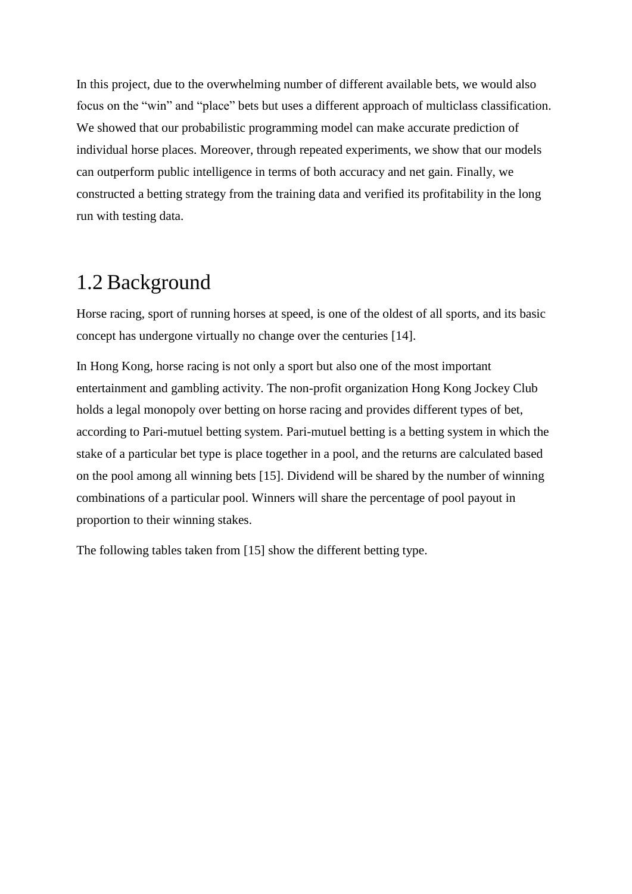In this project, due to the overwhelming number of different available bets, we would also focus on the "win" and "place" bets but uses a different approach of multiclass classification. We showed that our probabilistic programming model can make accurate prediction of individual horse places. Moreover, through repeated experiments, we show that our models can outperform public intelligence in terms of both accuracy and net gain. Finally, we constructed a betting strategy from the training data and verified its profitability in the long run with testing data.

## 1.2 Background

Horse racing, sport of running horses at speed, is one of the oldest of all sports, and its basic concept has undergone virtually no change over the centuries [14].

In Hong Kong, horse racing is not only a sport but also one of the most important entertainment and gambling activity. The non-profit organization Hong Kong Jockey Club holds a legal monopoly over betting on horse racing and provides different types of bet, according to Pari-mutuel betting system. Pari-mutuel betting is a betting system in which the stake of a particular bet type is place together in a pool, and the returns are calculated based on the pool among all winning bets [15]. Dividend will be shared by the number of winning combinations of a particular pool. Winners will share the percentage of pool payout in proportion to their winning stakes.

The following tables taken from [15] show the different betting type.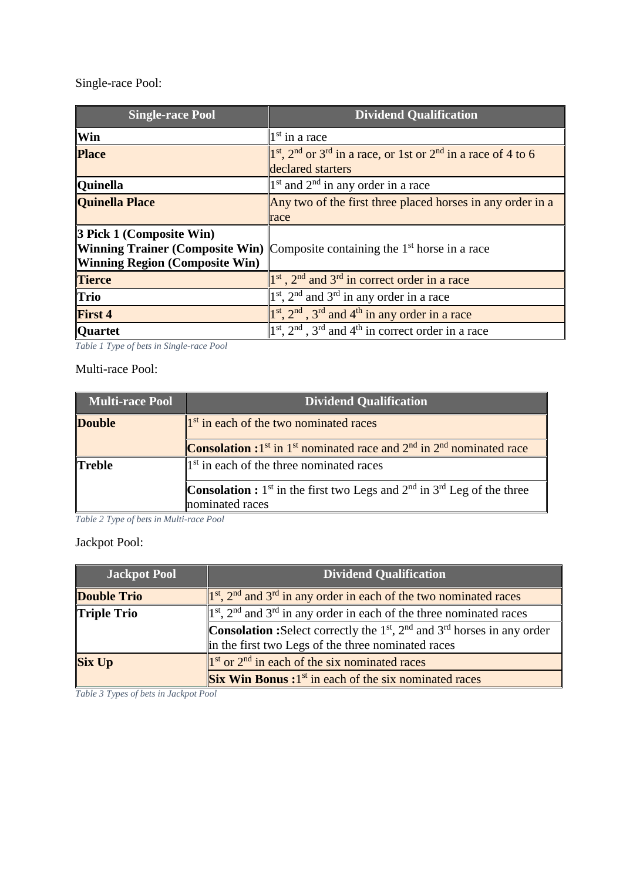Single-race Pool:

| Single-race Pool | Dividend Qualification |
|---|---|
| **Win** | 1st in a race |
| **Place** | 1st, 2nd or 3rd in a race, or 1st or 2nd in a race of 4 to 6 declared starters |
| **Quinella** | 1st and 2nd in any order in a race |
| **Quinella Place** | Any two of the first three placed horses in any order in a race |
| **3 Pick 1 (Composite Win)**<br>**Winning Trainer (Composite Win)**<br>**Winning Region (Composite Win)** | Composite containing the 1st horse in a race |
| **Tierce** | 1st , 2nd and 3rd in correct order in a race |
| **Trio** | 1st, 2nd and 3rd in any order in a race |
| **First 4** | 1st, 2nd , 3rd and 4th in any order in a race |
| **Quartet** | 1st, 2nd , 3rd and 4th in correct order in a race |

*Table 1 Type of bets in Single-race Pool*

Multi-race Pool:

| Multi-race Pool | Dividend Qualification |
|---|---|
| **Double** | 1st in each of the two nominated races |
| | **Consolation :** 1st in 1st nominated race and 2nd in 2nd nominated race |
| **Treble** | 1st in each of the three nominated races |
| | **Consolation :** 1st in the first two Legs and 2nd in 3rd Leg of the three nominated races |

*Table 2 Type of bets in Multi-race Pool*

Jackpot Pool:

| Jackpot Pool | Dividend Qualification |
|---|---|
| **Double Trio** | 1st, 2nd and 3rd in any order in each of the two nominated races |
| **Triple Trio** | 1st, 2nd and 3rd in any order in each of the three nominated races |
| | **Consolation :** Select correctly the 1st, 2nd and 3rd horses in any order in the first two Legs of the three nominated races |
| **Six Up** | 1st or 2nd in each of the six nominated races |
| | **Six Win Bonus :** 1st in each of the six nominated races |

*Table 3 Types of bets in Jackpot Pool*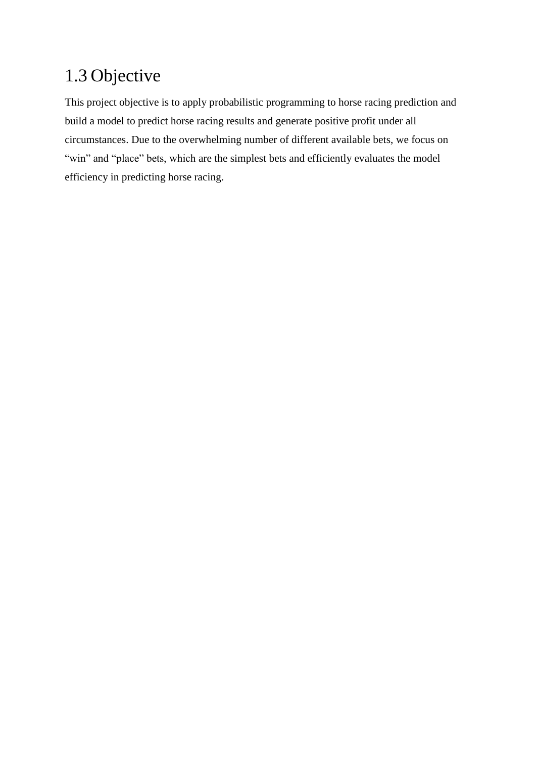## 1.3 Objective

This project objective is to apply probabilistic programming to horse racing prediction and build a model to predict horse racing results and generate positive profit under all circumstances. Due to the overwhelming number of different available bets, we focus on “win” and “place” bets, which are the simplest bets and efficiently evaluates the model efficiency in predicting horse racing.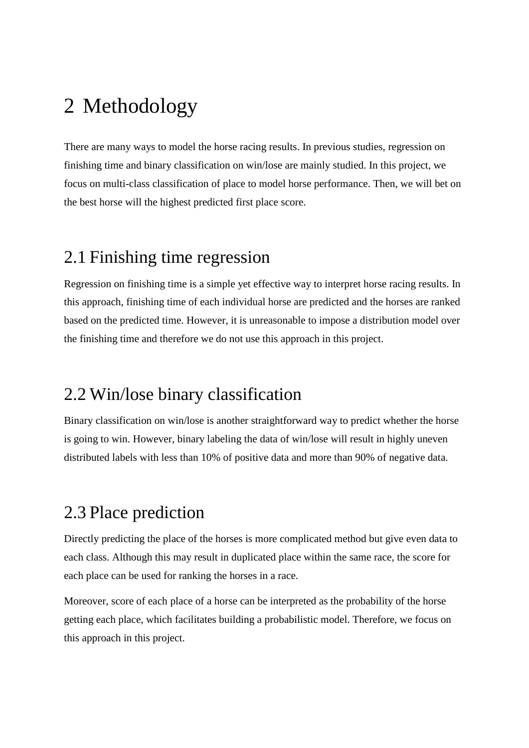# 2 Methodology

There are many ways to model the horse racing results. In previous studies, regression on finishing time and binary classification on win/lose are mainly studied. In this project, we focus on multi-class classification of place to model horse performance. Then, we will bet on the best horse will the highest predicted first place score.

## 2.1 Finishing time regression

Regression on finishing time is a simple yet effective way to interpret horse racing results. In this approach, finishing time of each individual horse are predicted and the horses are ranked based on the predicted time. However, it is unreasonable to impose a distribution model over the finishing time and therefore we do not use this approach in this project.

## 2.2 Win/lose binary classification

Binary classification on win/lose is another straightforward way to predict whether the horse is going to win. However, binary labeling the data of win/lose will result in highly uneven distributed labels with less than 10% of positive data and more than 90% of negative data.

## 2.3 Place prediction

Directly predicting the place of the horses is more complicated method but give even data to each class. Although this may result in duplicated place within the same race, the score for each place can be used for ranking the horses in a race.

Moreover, score of each place of a horse can be interpreted as the probability of the horse getting each place, which facilitates building a probabilistic model. Therefore, we focus on this approach in this project.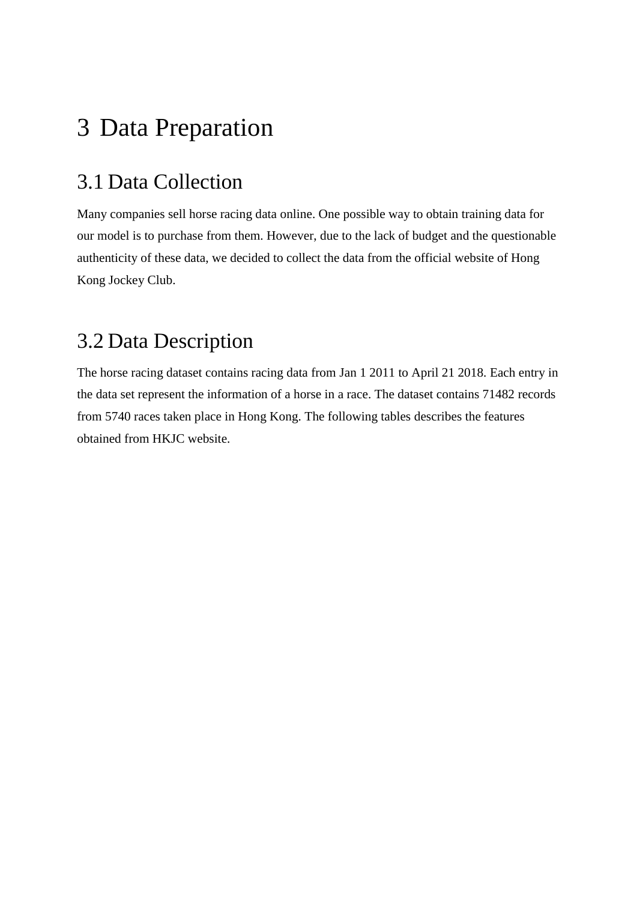# 3 Data Preparation

## 3.1 Data Collection

Many companies sell horse racing data online. One possible way to obtain training data for our model is to purchase from them. However, due to the lack of budget and the questionable authenticity of these data, we decided to collect the data from the official website of Hong Kong Jockey Club.

## 3.2 Data Description

The horse racing dataset contains racing data from Jan 1 2011 to April 21 2018. Each entry in the data set represent the information of a horse in a race. The dataset contains 71482 records from 5740 races taken place in Hong Kong. The following tables describes the features obtained from HKJC website.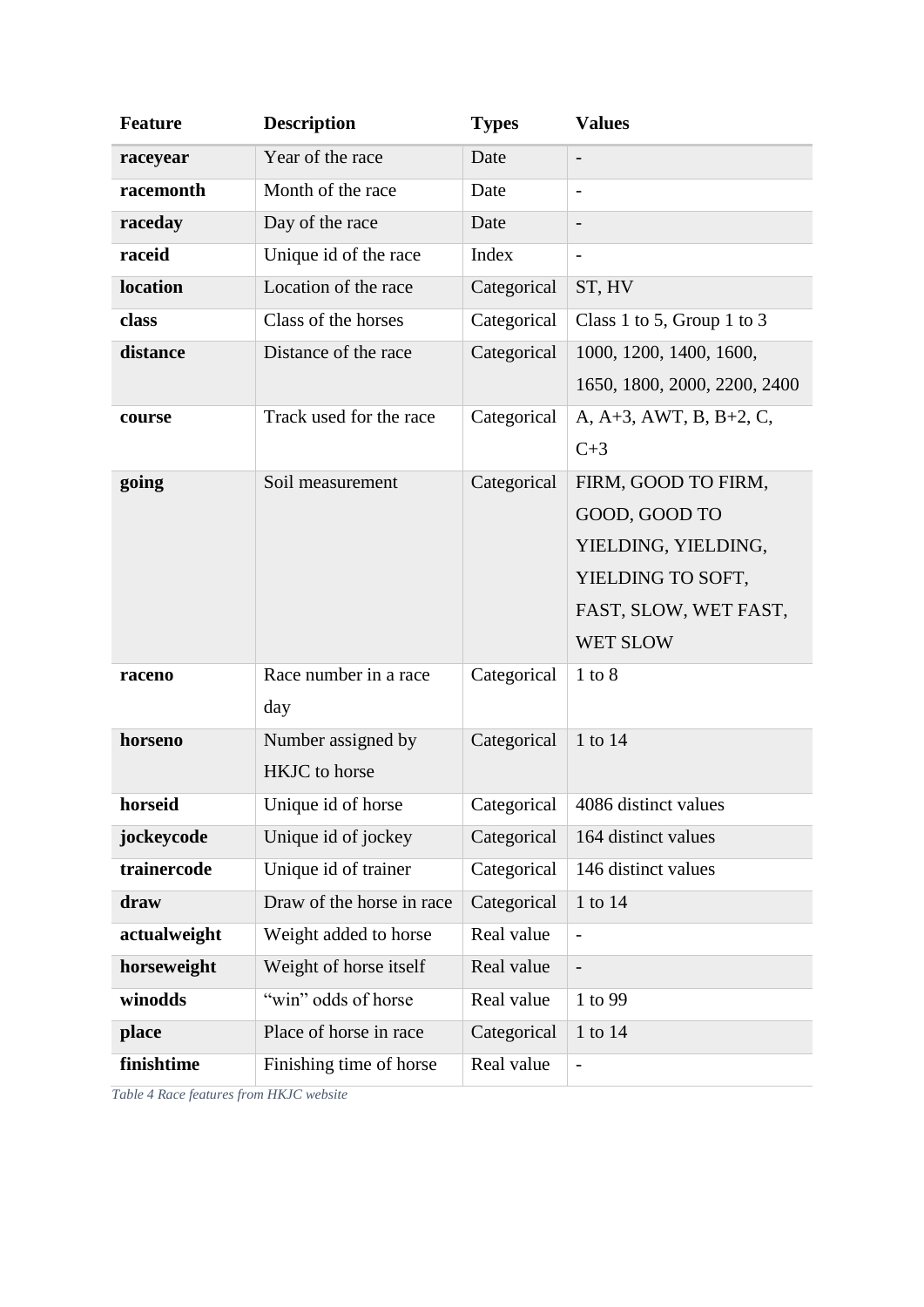| Feature | Description | Types | Values |
| --- | --- | --- | --- |
| **raceyear** | Year of the race | Date | - |
| **racemonth** | Month of the race | Date | - |
| **raceday** | Day of the race | Date | - |
| **raceid** | Unique id of the race | Index | - |
| **location** | Location of the race | Categorical | ST, HV |
| **class** | Class of the horses | Categorical | Class 1 to 5, Group 1 to 3 |
| **distance** | Distance of the race | Categorical | 1000, 1200, 1400, 1600, 1650, 1800, 2000, 2200, 2400 |
| **course** | Track used for the race | Categorical | A, A+3, AWT, B, B+2, C, C+3 |
| **going** | Soil measurement | Categorical | FIRM, GOOD TO FIRM, GOOD, GOOD TO YIELDING, YIELDING, YIELDING TO SOFT, FAST, SLOW, WET FAST, WET SLOW |
| **raceno** | Race number in a race day | Categorical | 1 to 8 |
| **horseno** | Number assigned by HKJC to horse | Categorical | 1 to 14 |
| **horseid** | Unique id of horse | Categorical | 4086 distinct values |
| **jockeycode** | Unique id of jockey | Categorical | 164 distinct values |
| **trainercode** | Unique id of trainer | Categorical | 146 distinct values |
| **draw** | Draw of the horse in race | Categorical | 1 to 14 |
| **actualweight** | Weight added to horse | Real value | - |
| **horseweight** | Weight of horse itself | Real value | - |
| **winodds** | "win" odds of horse | Real value | 1 to 99 |
| **place** | Place of horse in race | Categorical | 1 to 14 |
| **finishtime** | Finishing time of horse | Real value | - |

*Table 4 Race features from HKJC website*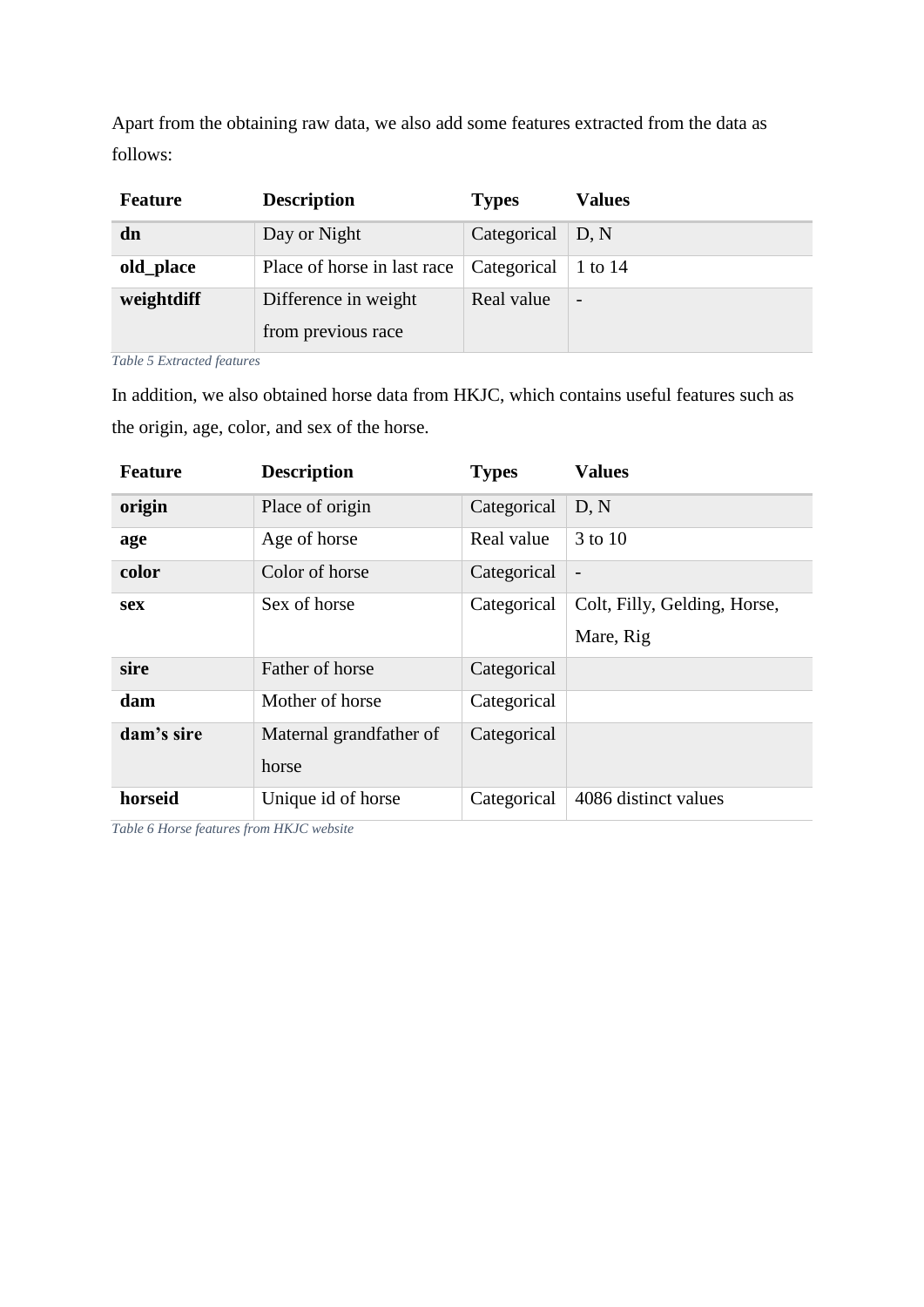Apart from the obtaining raw data, we also add some features extracted from the data as follows:

| Feature | Description | Types | Values |
|---|---|---|---|
| **dn** | Day or Night | Categorical | D, N |
| **old_place** | Place of horse in last race | Categorical | 1 to 14 |
| **weightdiff** | Difference in weight from previous race | Real value | - |

*Table 5 Extracted features*

In addition, we also obtained horse data from HKJC, which contains useful features such as the origin, age, color, and sex of the horse.

| Feature | Description | Types | Values |
|---|---|---|---|
| **origin** | Place of origin | Categorical | D, N |
| **age** | Age of horse | Real value | 3 to 10 |
| **color** | Color of horse | Categorical | - |
| **sex** | Sex of horse | Categorical | Colt, Filly, Gelding, Horse, Mare, Rig |
| **sire** | Father of horse | Categorical | |
| **dam** | Mother of horse | Categorical | |
| **dam's sire** | Maternal grandfather of horse | Categorical | |
| **horseid** | Unique id of horse | Categorical | 4086 distinct values |

*Table 6 Horse features from HKJC website*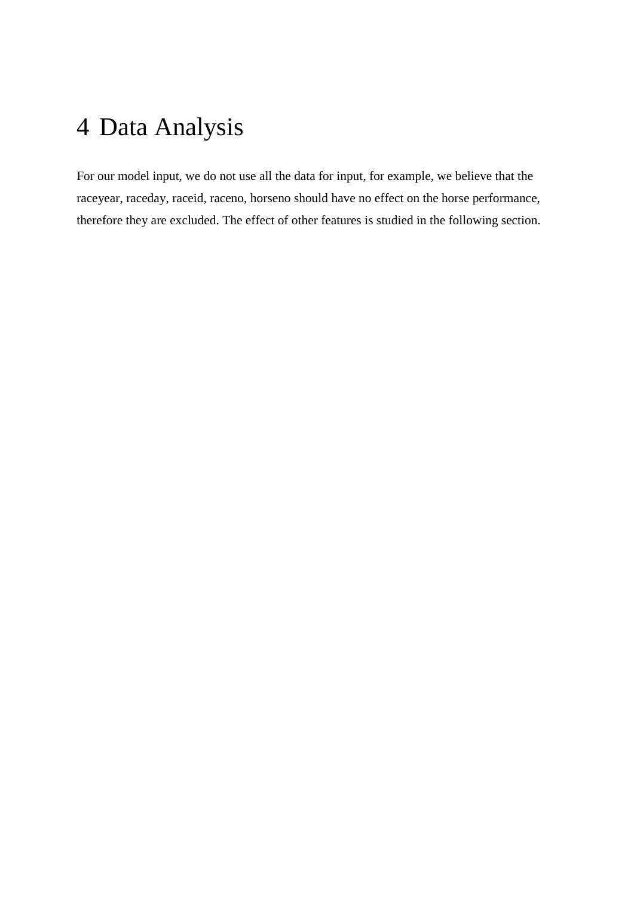# 4 Data Analysis

For our model input, we do not use all the data for input, for example, we believe that the raceyear, raceday, raceid, raceno, horseno should have no effect on the horse performance, therefore they are excluded. The effect of other features is studied in the following section.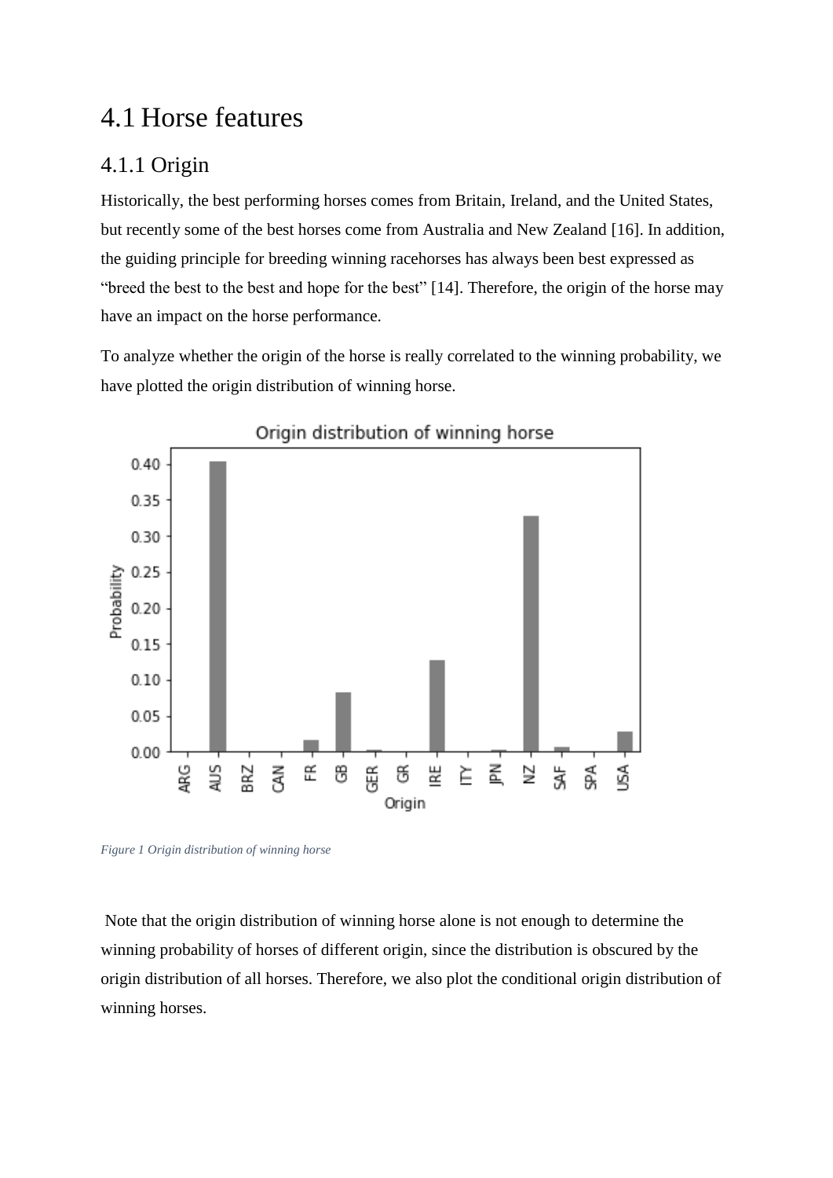## 4.1 Horse features

### 4.1.1 Origin

Historically, the best performing horses comes from Britain, Ireland, and the United States, but recently some of the best horses come from Australia and New Zealand [16]. In addition, the guiding principle for breeding winning racehorses has always been best expressed as "breed the best to the best and hope for the best" [14]. Therefore, the origin of the horse may have an impact on the horse performance.

To analyze whether the origin of the horse is really correlated to the winning probability, we have plotted the origin distribution of winning horse.

*Figure 1 Origin distribution of winning horse*

Note that the origin distribution of winning horse alone is not enough to determine the winning probability of horses of different origin, since the distribution is obscured by the origin distribution of all horses. Therefore, we also plot the conditional origin distribution of winning horses.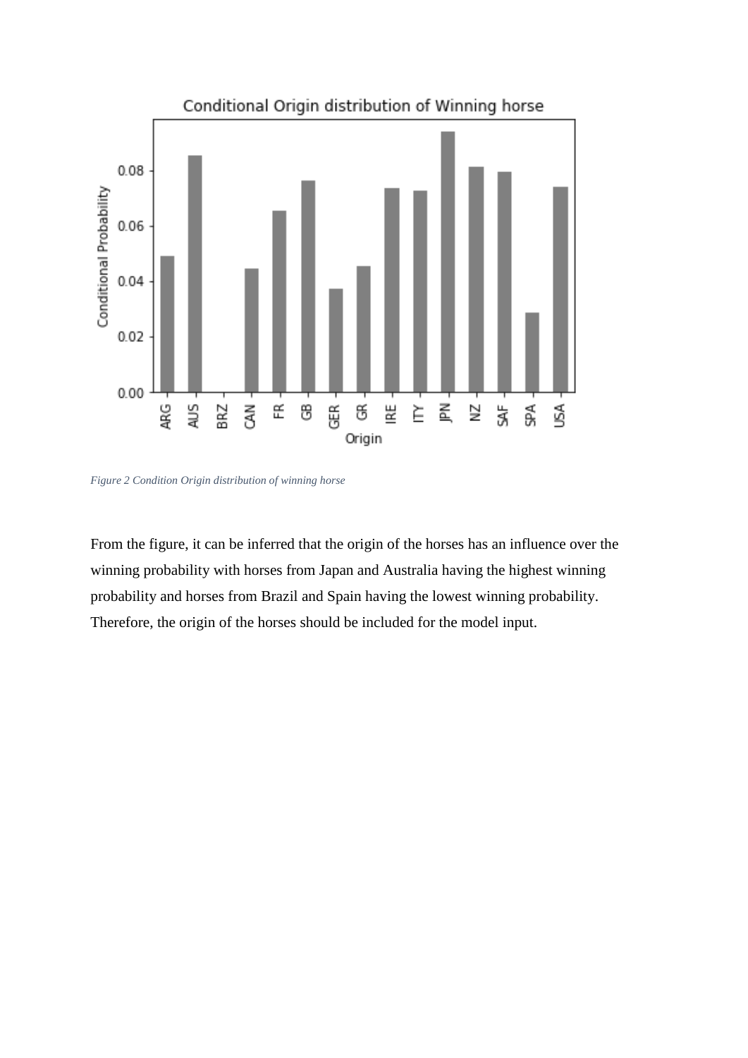*Figure 2 Condition Origin distribution of winning horse*

From the figure, it can be inferred that the origin of the horses has an influence over the winning probability with horses from Japan and Australia having the highest winning probability and horses from Brazil and Spain having the lowest winning probability. Therefore, the origin of the horses should be included for the model input.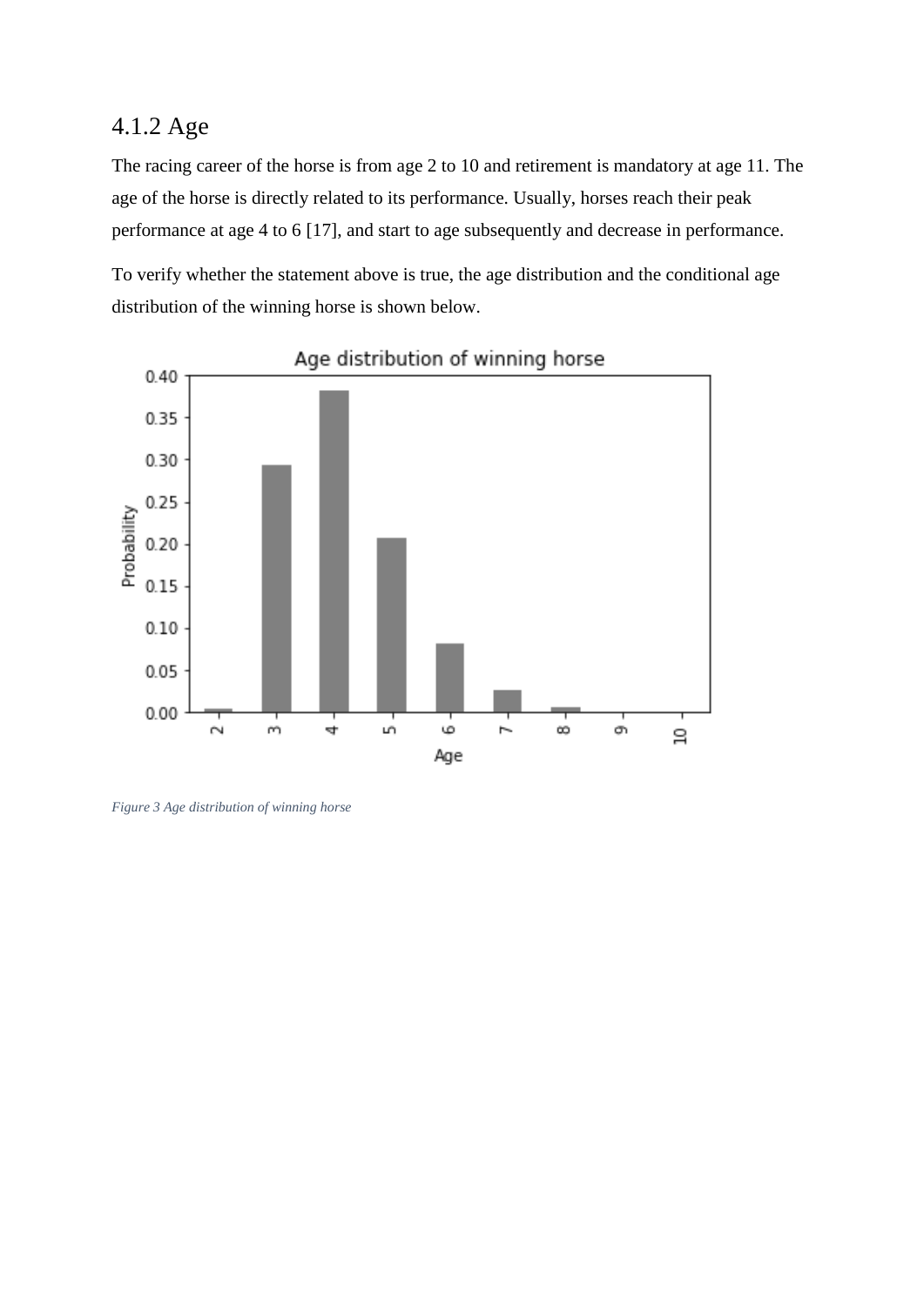### 4.1.2 Age

The racing career of the horse is from age 2 to 10 and retirement is mandatory at age 11. The age of the horse is directly related to its performance. Usually, horses reach their peak performance at age 4 to 6 [17], and start to age subsequently and decrease in performance.

To verify whether the statement above is true, the age distribution and the conditional age distribution of the winning horse is shown below.

*Figure 3 Age distribution of winning horse*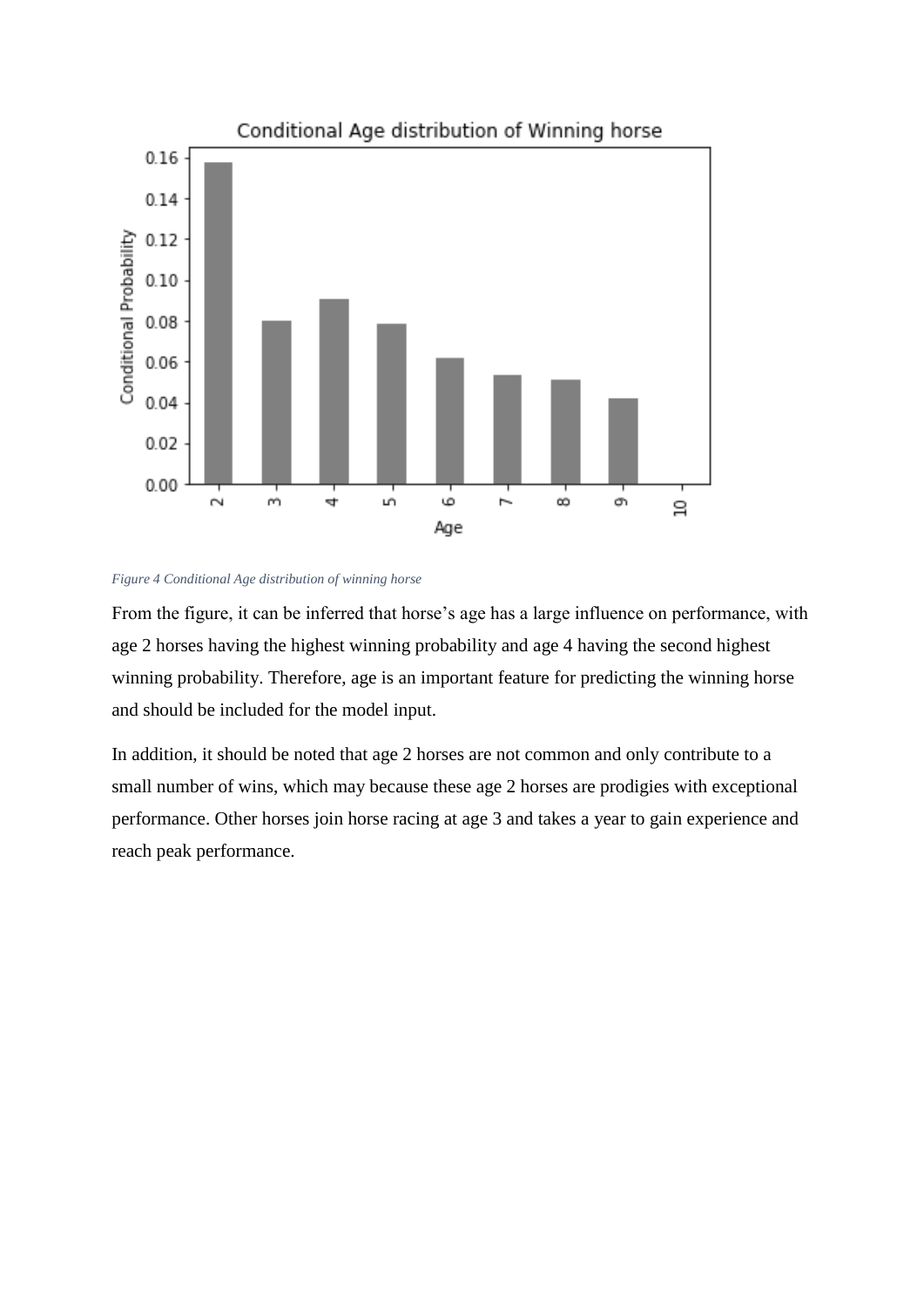*Figure 4 Conditional Age distribution of winning horse*

From the figure, it can be inferred that horse's age has a large influence on performance, with age 2 horses having the highest winning probability and age 4 having the second highest winning probability. Therefore, age is an important feature for predicting the winning horse and should be included for the model input.

In addition, it should be noted that age 2 horses are not common and only contribute to a small number of wins, which may because these age 2 horses are prodigies with exceptional performance. Other horses join horse racing at age 3 and takes a year to gain experience and reach peak performance.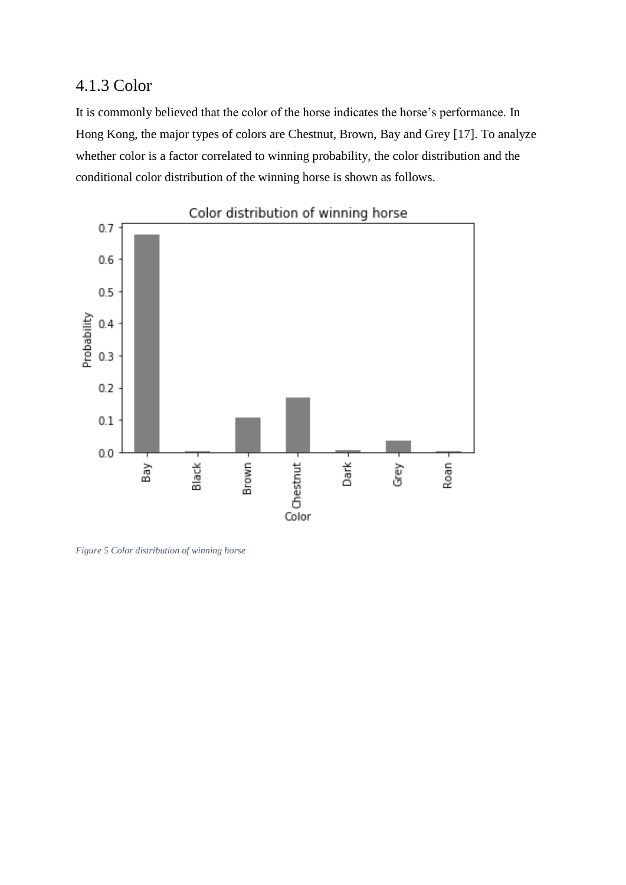### 4.1.3 Color

It is commonly believed that the color of the horse indicates the horse's performance. In Hong Kong, the major types of colors are Chestnut, Brown, Bay and Grey [17]. To analyze whether color is a factor correlated to winning probability, the color distribution and the conditional color distribution of the winning horse is shown as follows.

*Figure 5 Color distribution of winning horse*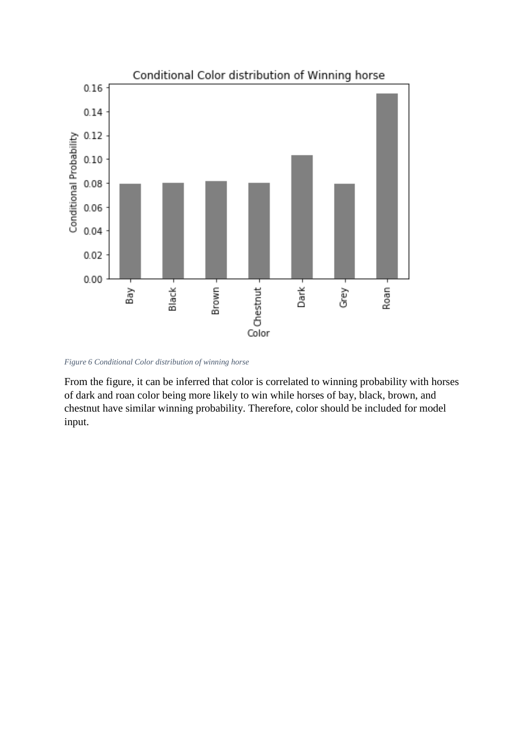*Figure 6 Conditional Color distribution of winning horse*

From the figure, it can be inferred that color is correlated to winning probability with horses of dark and roan color being more likely to win while horses of bay, black, brown, and chestnut have similar winning probability. Therefore, color should be included for model input.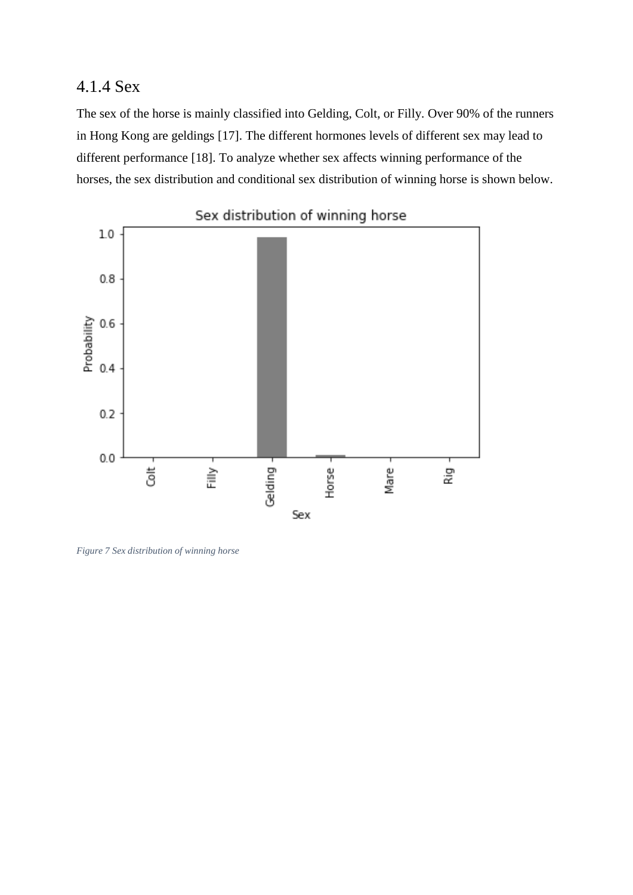### 4.1.4 Sex

The sex of the horse is mainly classified into Gelding, Colt, or Filly. Over 90% of the runners in Hong Kong are geldings [17]. The different hormones levels of different sex may lead to different performance [18]. To analyze whether sex affects winning performance of the horses, the sex distribution and conditional sex distribution of winning horse is shown below.

*Figure 7 Sex distribution of winning horse*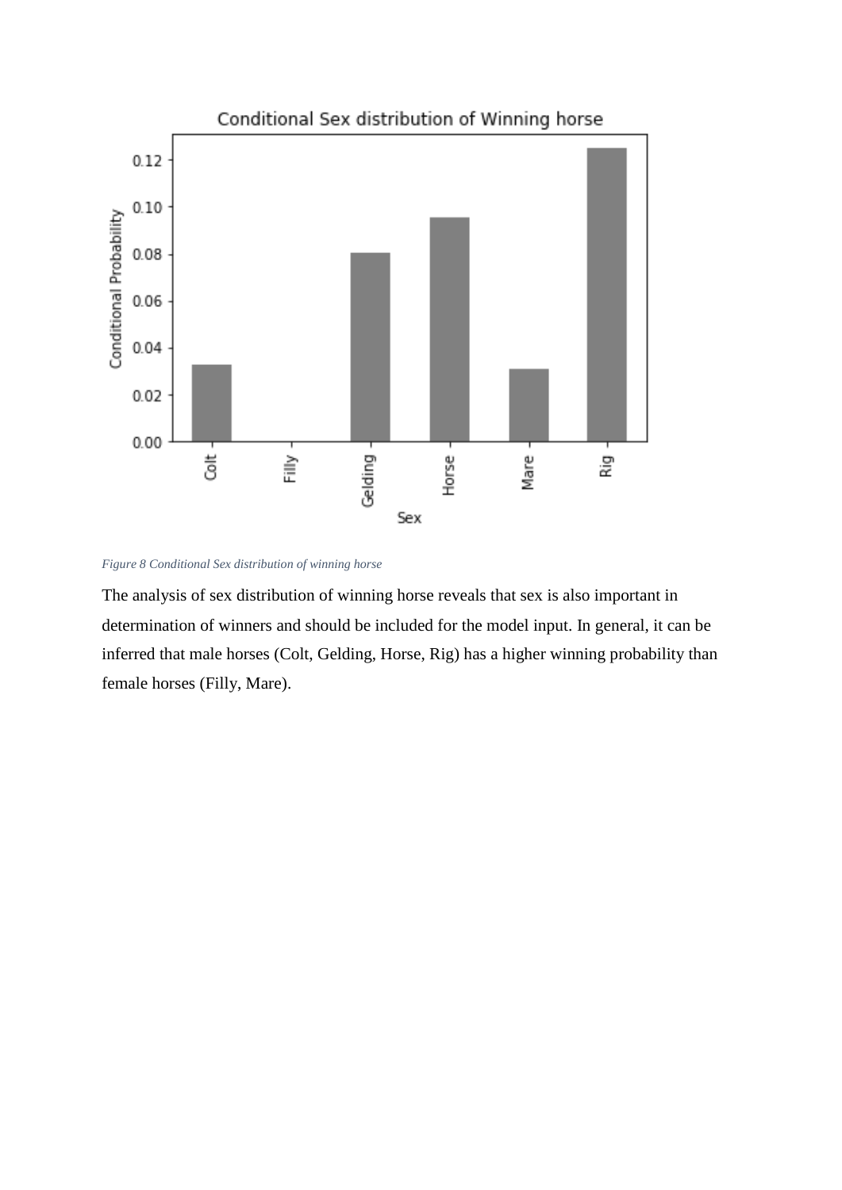*Figure 8 Conditional Sex distribution of winning horse*

The analysis of sex distribution of winning horse reveals that sex is also important in determination of winners and should be included for the model input. In general, it can be inferred that male horses (Colt, Gelding, Horse, Rig) has a higher winning probability than female horses (Filly, Mare).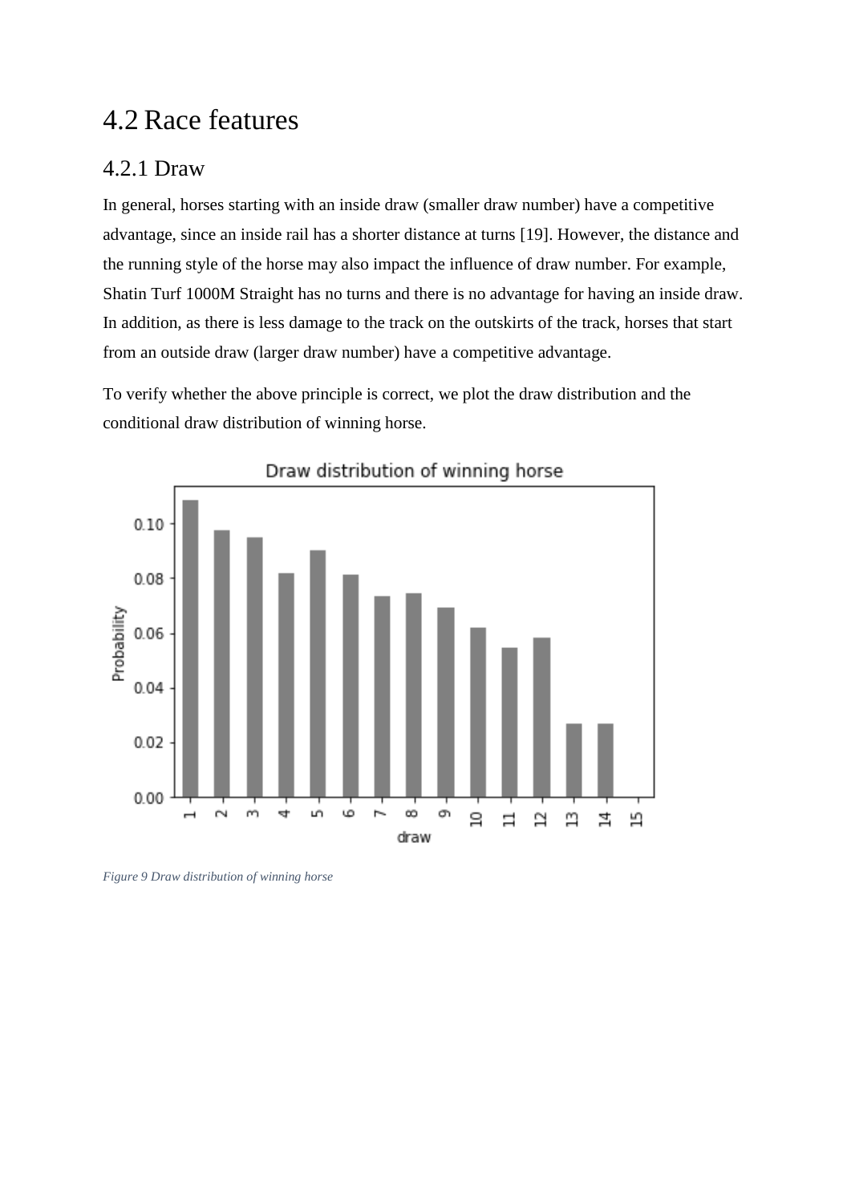## 4.2 Race features

### 4.2.1 Draw

In general, horses starting with an inside draw (smaller draw number) have a competitive advantage, since an inside rail has a shorter distance at turns [19]. However, the distance and the running style of the horse may also impact the influence of draw number. For example, Shatin Turf 1000M Straight has no turns and there is no advantage for having an inside draw. In addition, as there is less damage to the track on the outskirts of the track, horses that start from an outside draw (larger draw number) have a competitive advantage.

To verify whether the above principle is correct, we plot the draw distribution and the conditional draw distribution of winning horse.

*Figure 9 Draw distribution of winning horse*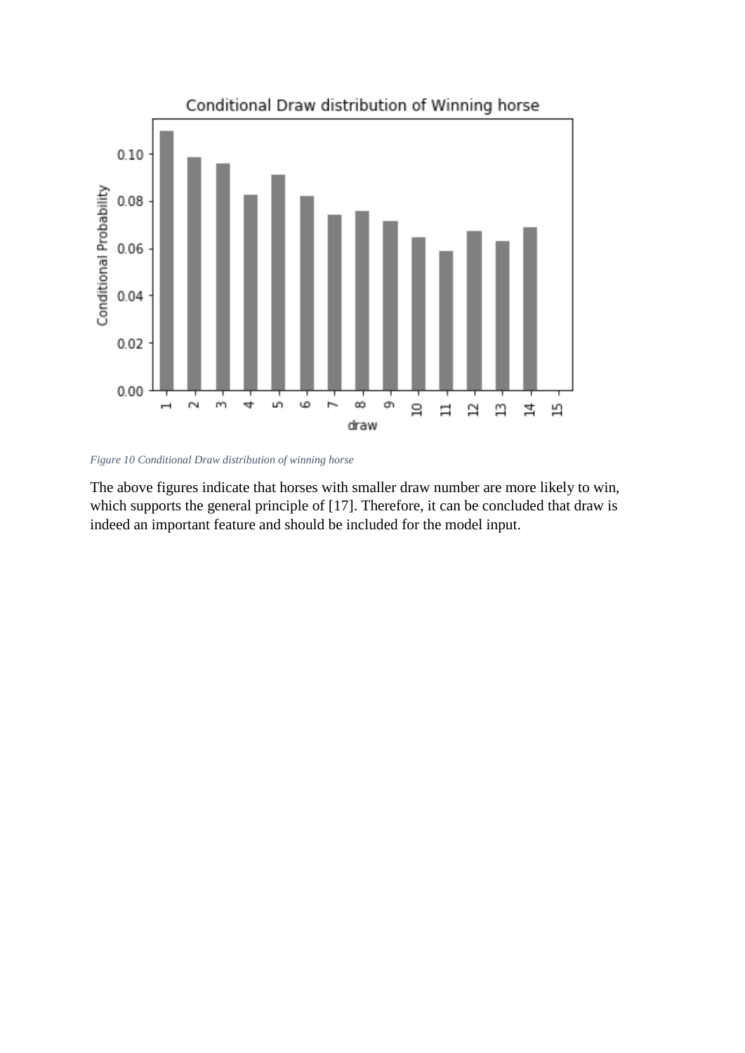*Figure 10 Conditional Draw distribution of winning horse*

The above figures indicate that horses with smaller draw number are more likely to win, which supports the general principle of [17]. Therefore, it can be concluded that draw is indeed an important feature and should be included for the model input.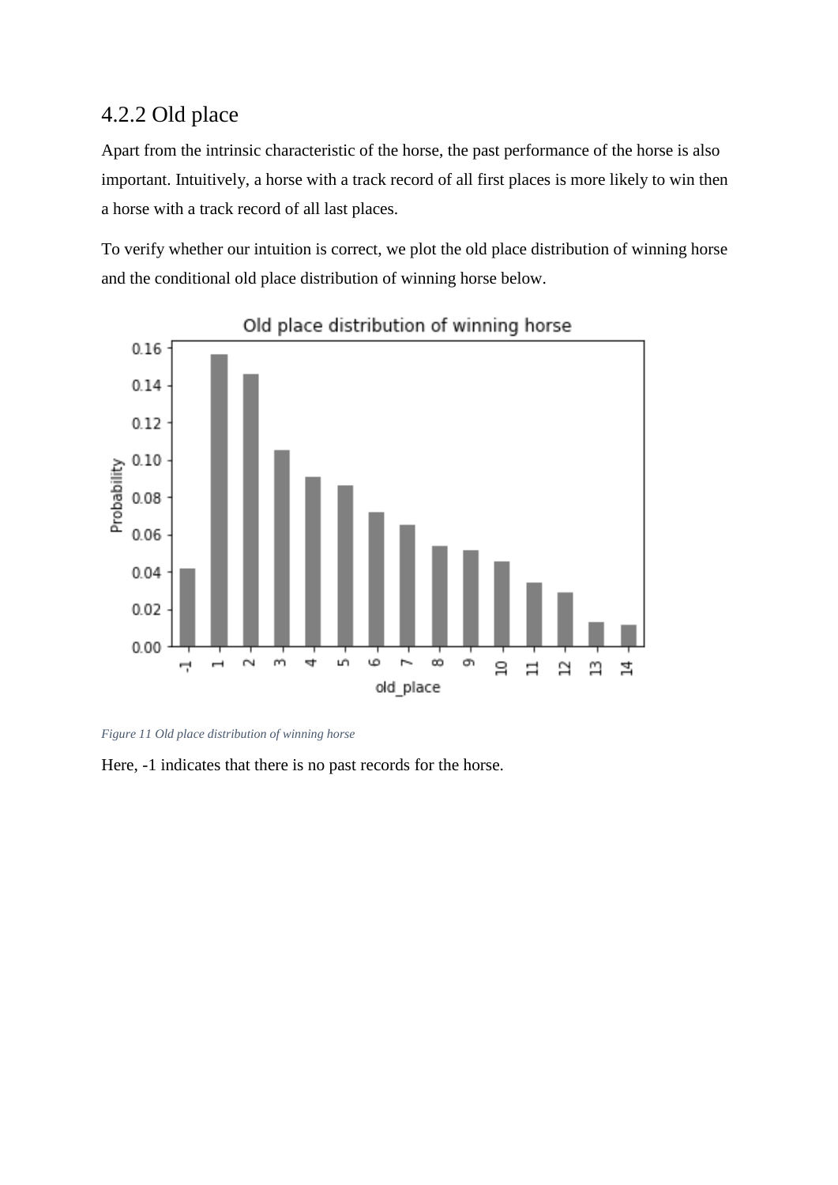### 4.2.2 Old place

Apart from the intrinsic characteristic of the horse, the past performance of the horse is also important. Intuitively, a horse with a track record of all first places is more likely to win then a horse with a track record of all last places.

To verify whether our intuition is correct, we plot the old place distribution of winning horse and the conditional old place distribution of winning horse below.

*Figure 11 Old place distribution of winning horse*

Here, -1 indicates that there is no past records for the horse.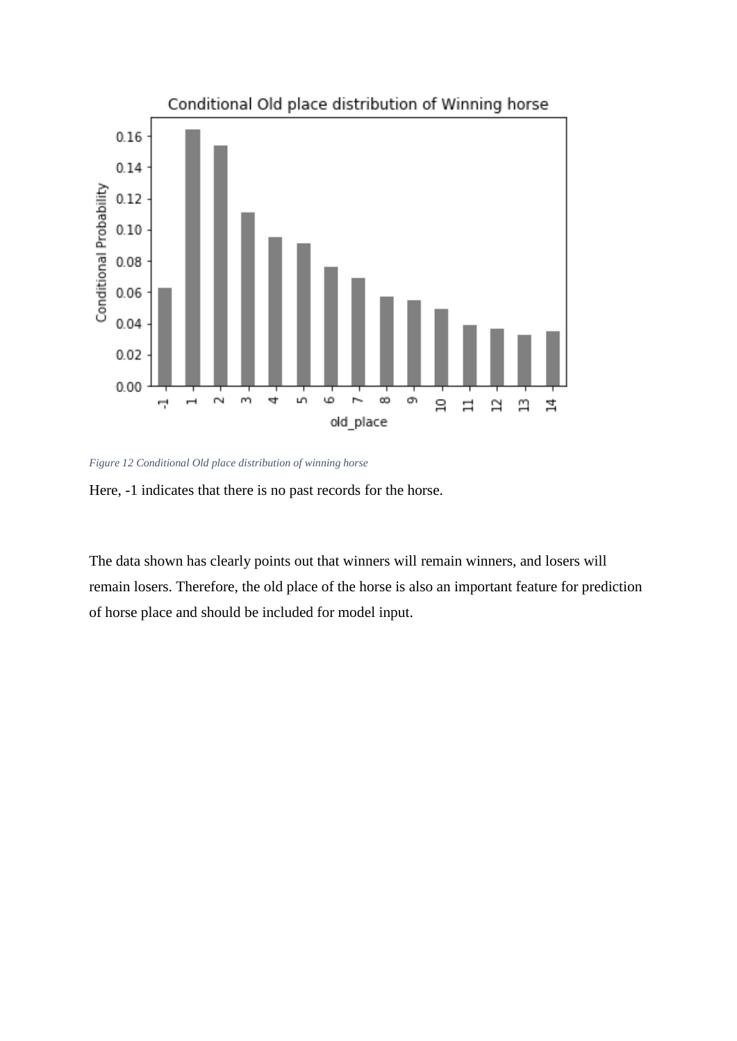Figure 12 Conditional Old place distribution of winning horse

Here, -1 indicates that there is no past records for the horse.

The data shown has clearly points out that winners will remain winners, and losers will remain losers. Therefore, the old place of the horse is also an important feature for prediction of horse place and should be included for model input.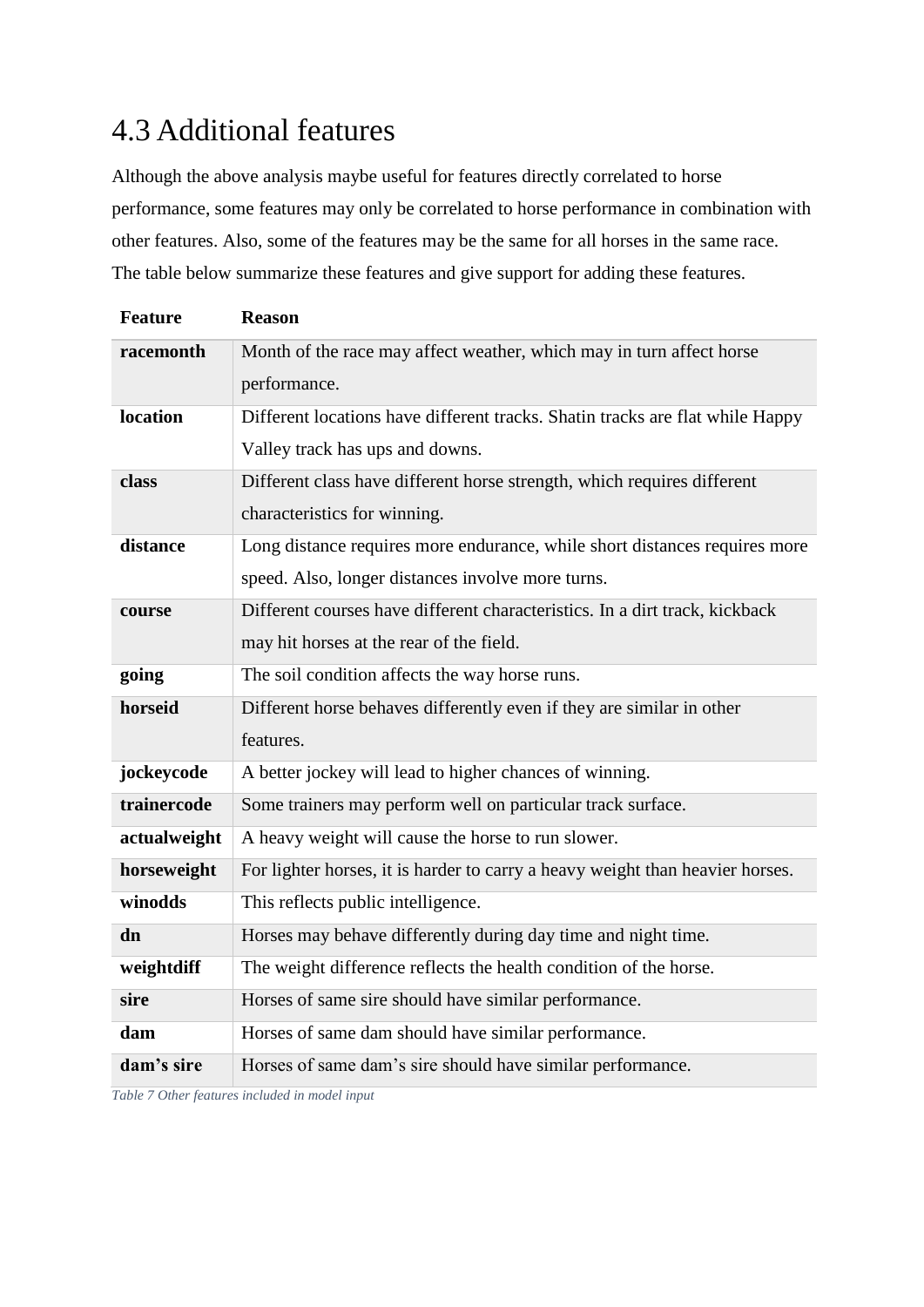## 4.3 Additional features

Although the above analysis maybe useful for features directly correlated to horse performance, some features may only be correlated to horse performance in combination with other features. Also, some of the features may be the same for all horses in the same race. The table below summarize these features and give support for adding these features.

| Feature | Reason |
|---|---|
| **racemonth** | Month of the race may affect weather, which may in turn affect horse performance. |
| **location** | Different locations have different tracks. Shatin tracks are flat while Happy Valley track has ups and downs. |
| **class** | Different class have different horse strength, which requires different characteristics for winning. |
| **distance** | Long distance requires more endurance, while short distances requires more speed. Also, longer distances involve more turns. |
| **course** | Different courses have different characteristics. In a dirt track, kickback may hit horses at the rear of the field. |
| **going** | The soil condition affects the way horse runs. |
| **horseid** | Different horse behaves differently even if they are similar in other features. |
| **jockeycode** | A better jockey will lead to higher chances of winning. |
| **trainercode** | Some trainers may perform well on particular track surface. |
| **actualweight** | A heavy weight will cause the horse to run slower. |
| **horseweight** | For lighter horses, it is harder to carry a heavy weight than heavier horses. |
| **winodds** | This reflects public intelligence. |
| **dn** | Horses may behave differently during day time and night time. |
| **weightdiff** | The weight difference reflects the health condition of the horse. |
| **sire** | Horses of same sire should have similar performance. |
| **dam** | Horses of same dam should have similar performance. |
| **dam's sire** | Horses of same dam's sire should have similar performance. |

*Table 7 Other features included in model input*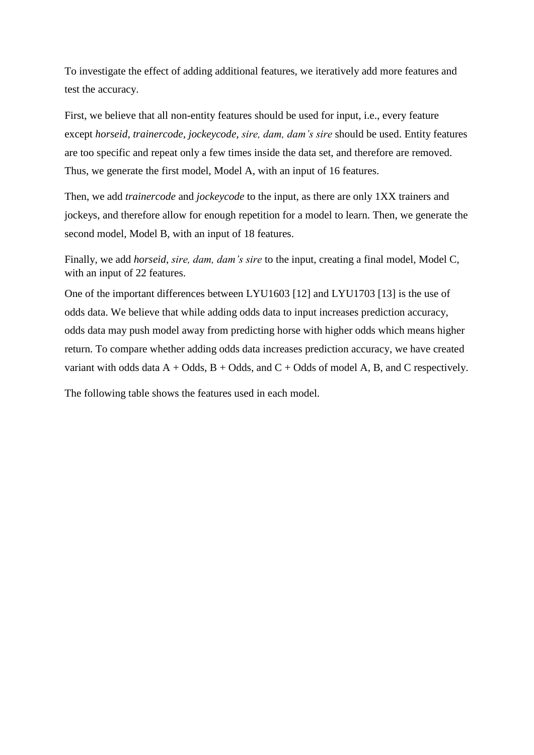To investigate the effect of adding additional features, we iteratively add more features and test the accuracy.

First, we believe that all non-entity features should be used for input, i.e., every feature except *horseid*, *trainercode*, *jockeycode*, *sire, dam, dam's sire* should be used. Entity features are too specific and repeat only a few times inside the data set, and therefore are removed. Thus, we generate the first model, Model A, with an input of 16 features.

Then, we add *trainercode* and *jockeycode* to the input, as there are only 1XX trainers and jockeys, and therefore allow for enough repetition for a model to learn. Then, we generate the second model, Model B, with an input of 18 features.

Finally, we add *horseid*, *sire, dam, dam's sire* to the input, creating a final model, Model C, with an input of 22 features.

One of the important differences between LYU1603 [12] and LYU1703 [13] is the use of odds data. We believe that while adding odds data to input increases prediction accuracy, odds data may push model away from predicting horse with higher odds which means higher return. To compare whether adding odds data increases prediction accuracy, we have created variant with odds data A + Odds, B + Odds, and C + Odds of model A, B, and C respectively.

The following table shows the features used in each model.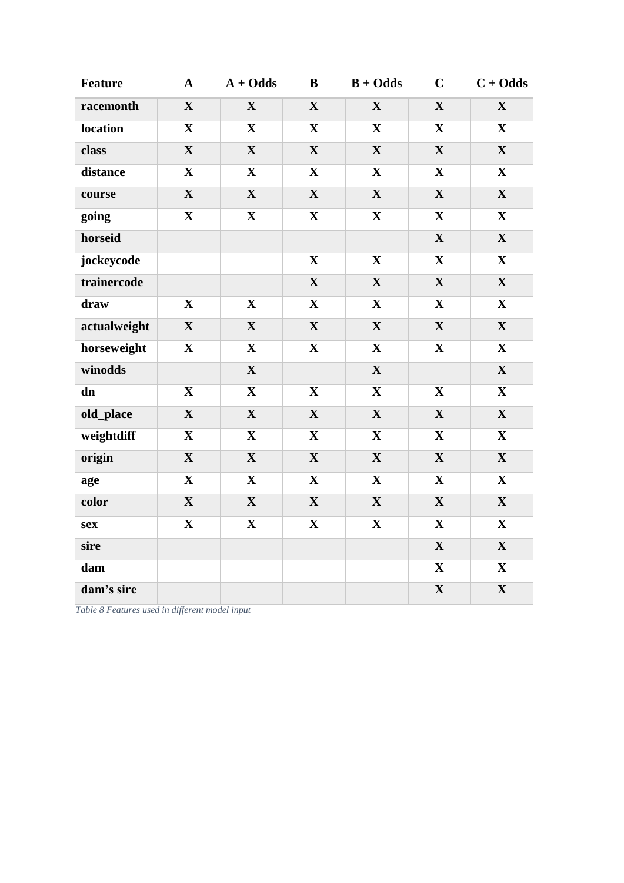| Feature | A | A + Odds | B | B + Odds | C | C + Odds |
|---|---|---|---|---|---|---|
| **racemonth** | **X** | **X** | **X** | **X** | **X** | **X** |
| **location** | **X** | **X** | **X** | **X** | **X** | **X** |
| **class** | **X** | **X** | **X** | **X** | **X** | **X** |
| **distance** | **X** | **X** | **X** | **X** | **X** | **X** |
| **course** | **X** | **X** | **X** | **X** | **X** | **X** |
| **going** | **X** | **X** | **X** | **X** | **X** | **X** |
| **horseid** | | | | | **X** | **X** |
| **jockeycode** | | | **X** | **X** | **X** | **X** |
| **trainercode** | | | **X** | **X** | **X** | **X** |
| **draw** | **X** | **X** | **X** | **X** | **X** | **X** |
| **actualweight** | **X** | **X** | **X** | **X** | **X** | **X** |
| **horseweight** | **X** | **X** | **X** | **X** | **X** | **X** |
| **winodds** | | **X** | | **X** | | **X** |
| **dn** | **X** | **X** | **X** | **X** | **X** | **X** |
| **old_place** | **X** | **X** | **X** | **X** | **X** | **X** |
| **weightdiff** | **X** | **X** | **X** | **X** | **X** | **X** |
| **origin** | **X** | **X** | **X** | **X** | **X** | **X** |
| **age** | **X** | **X** | **X** | **X** | **X** | **X** |
| **color** | **X** | **X** | **X** | **X** | **X** | **X** |
| **sex** | **X** | **X** | **X** | **X** | **X** | **X** |
| **sire** | | | | | **X** | **X** |
| **dam** | | | | | **X** | **X** |
| **dam's sire** | | | | | **X** | **X** |

*Table 8 Features used in different model input*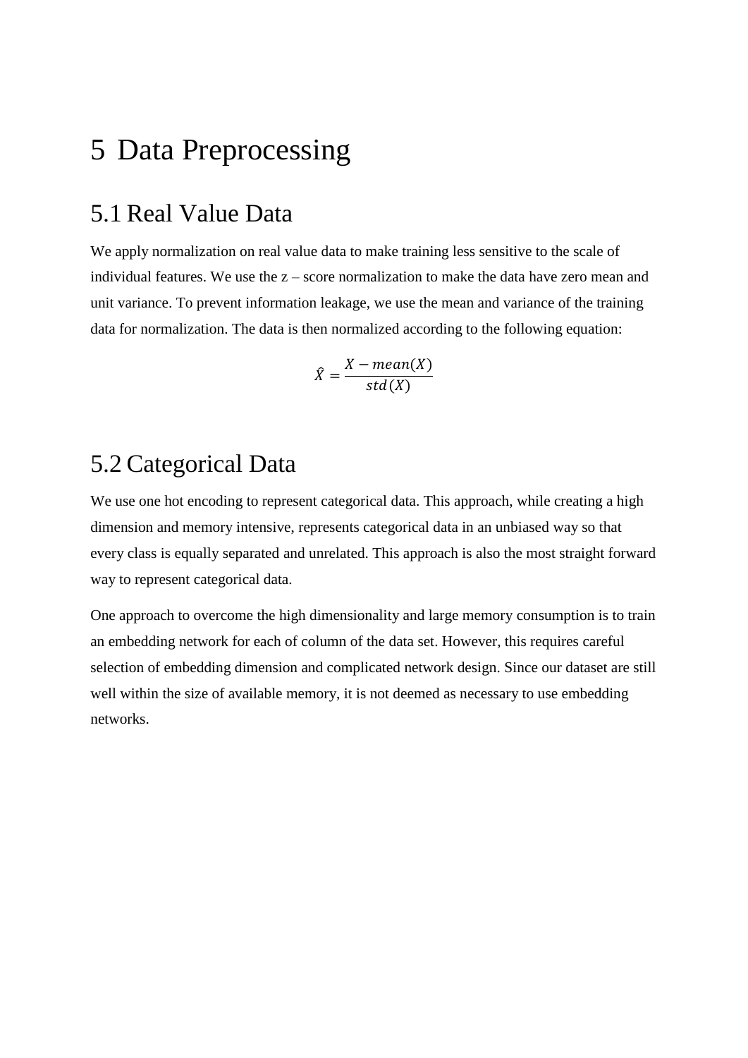# 5 Data Preprocessing

## 5.1 Real Value Data

We apply normalization on real value data to make training less sensitive to the scale of individual features. We use the z – score normalization to make the data have zero mean and unit variance. To prevent information leakage, we use the mean and variance of the training data for normalization. The data is then normalized according to the following equation:

$$\hat{X} = \frac{X - mean(X)}{std(X)}$$

## 5.2 Categorical Data

We use one hot encoding to represent categorical data. This approach, while creating a high dimension and memory intensive, represents categorical data in an unbiased way so that every class is equally separated and unrelated. This approach is also the most straight forward way to represent categorical data.

One approach to overcome the high dimensionality and large memory consumption is to train an embedding network for each of column of the data set. However, this requires careful selection of embedding dimension and complicated network design. Since our dataset are still well within the size of available memory, it is not deemed as necessary to use embedding networks.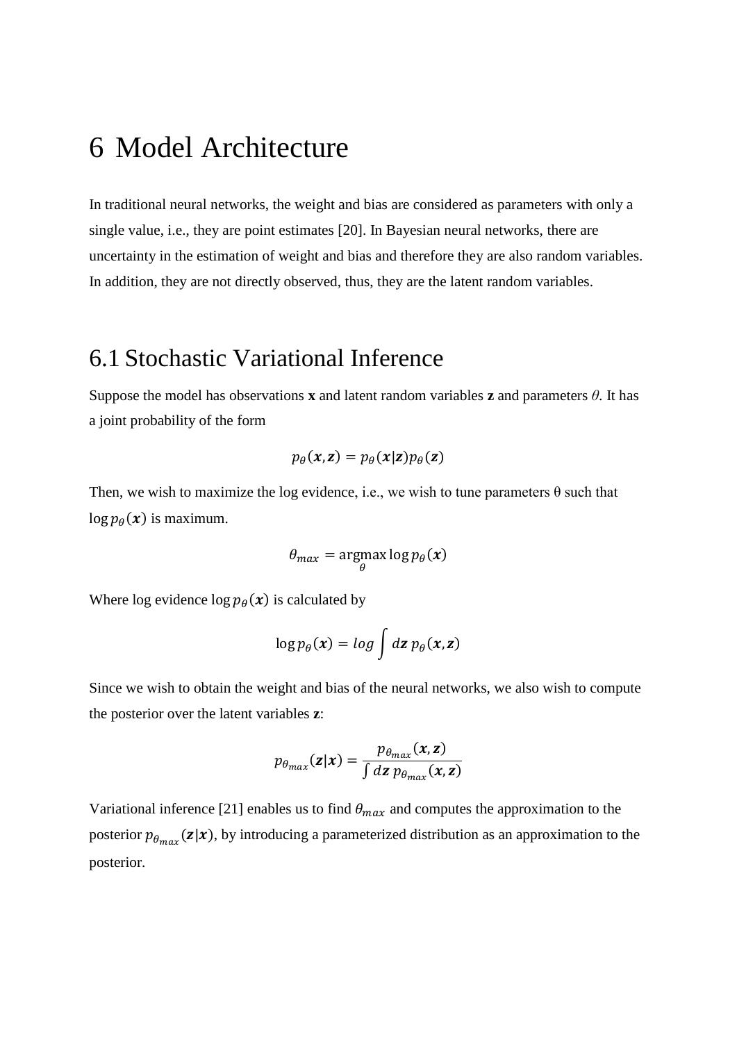# 6 Model Architecture

In traditional neural networks, the weight and bias are considered as parameters with only a single value, i.e., they are point estimates [20]. In Bayesian neural networks, there are uncertainty in the estimation of weight and bias and therefore they are also random variables. In addition, they are not directly observed, thus, they are the latent random variables.

## 6.1 Stochastic Variational Inference

Suppose the model has observations **x** and latent random variables **z** and parameters $\theta$. It has a joint probability of the form

$$p_\theta(\boldsymbol{x}, \boldsymbol{z}) = p_\theta(\boldsymbol{x}|\boldsymbol{z}) p_\theta(\boldsymbol{z})$$

Then, we wish to maximize the log evidence, i.e., we wish to tune parameters θ such that $\log p_\theta(\boldsymbol{x})$ is maximum.

$$\theta_{max} = \underset{\theta}{\operatorname{argmax}} \log p_\theta(\boldsymbol{x})$$

Where log evidence $\log p_\theta(\boldsymbol{x})$ is calculated by

$$\log p_\theta(\boldsymbol{x}) = log \int d\boldsymbol{z}\, p_\theta(\boldsymbol{x}, \boldsymbol{z})$$

Since we wish to obtain the weight and bias of the neural networks, we also wish to compute the posterior over the latent variables **z**:

$$p_{\theta_{max}}(\boldsymbol{z}|\boldsymbol{x}) = \frac{p_{\theta_{max}}(\boldsymbol{x}, \boldsymbol{z})}{\int d\boldsymbol{z}\, p_{\theta_{max}}(\boldsymbol{x}, \boldsymbol{z})}$$

Variational inference [21] enables us to find $\theta_{max}$ and computes the approximation to the posterior $p_{\theta_{max}}(\boldsymbol{z}|\boldsymbol{x})$, by introducing a parameterized distribution as an approximation to the posterior.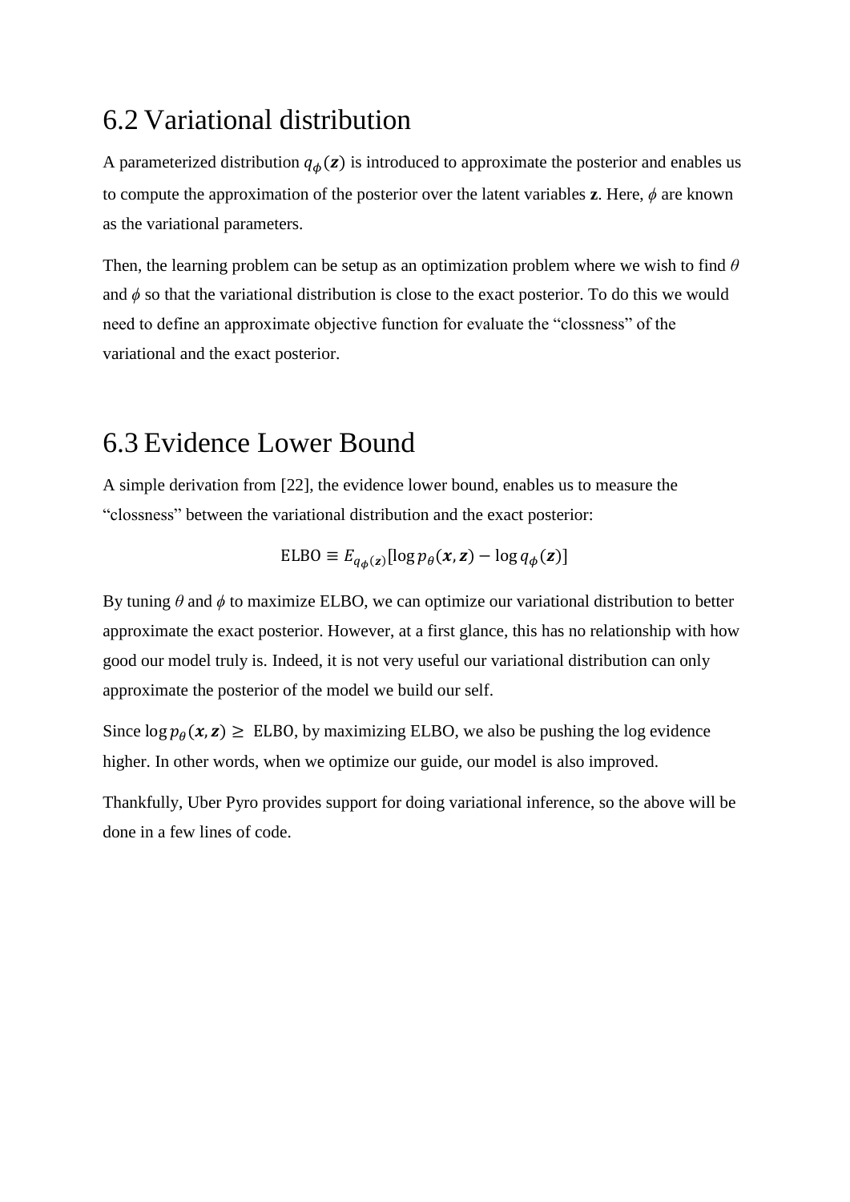## 6.2 Variational distribution

A parameterized distribution $q_\phi(\boldsymbol{z})$ is introduced to approximate the posterior and enables us to compute the approximation of the posterior over the latent variables **z**. Here, $\phi$ are known as the variational parameters.

Then, the learning problem can be setup as an optimization problem where we wish to find $\theta$ and $\phi$ so that the variational distribution is close to the exact posterior. To do this we would need to define an approximate objective function for evaluate the "clossness" of the variational and the exact posterior.

## 6.3 Evidence Lower Bound

A simple derivation from [22], the evidence lower bound, enables us to measure the "clossness" between the variational distribution and the exact posterior:

$$\text{ELBO} \equiv E_{q_\phi(\boldsymbol{z})}[\log p_\theta(\boldsymbol{x}, \boldsymbol{z}) - \log q_\phi(\boldsymbol{z})]$$

By tuning $\theta$ and $\phi$ to maximize ELBO, we can optimize our variational distribution to better approximate the exact posterior. However, at a first glance, this has no relationship with how good our model truly is. Indeed, it is not very useful our variational distribution can only approximate the posterior of the model we build our self.

Since $\log p_\theta(\boldsymbol{x}, \boldsymbol{z}) \geq$ ELBO, by maximizing ELBO, we also be pushing the log evidence higher. In other words, when we optimize our guide, our model is also improved.

Thankfully, Uber Pyro provides support for doing variational inference, so the above will be done in a few lines of code.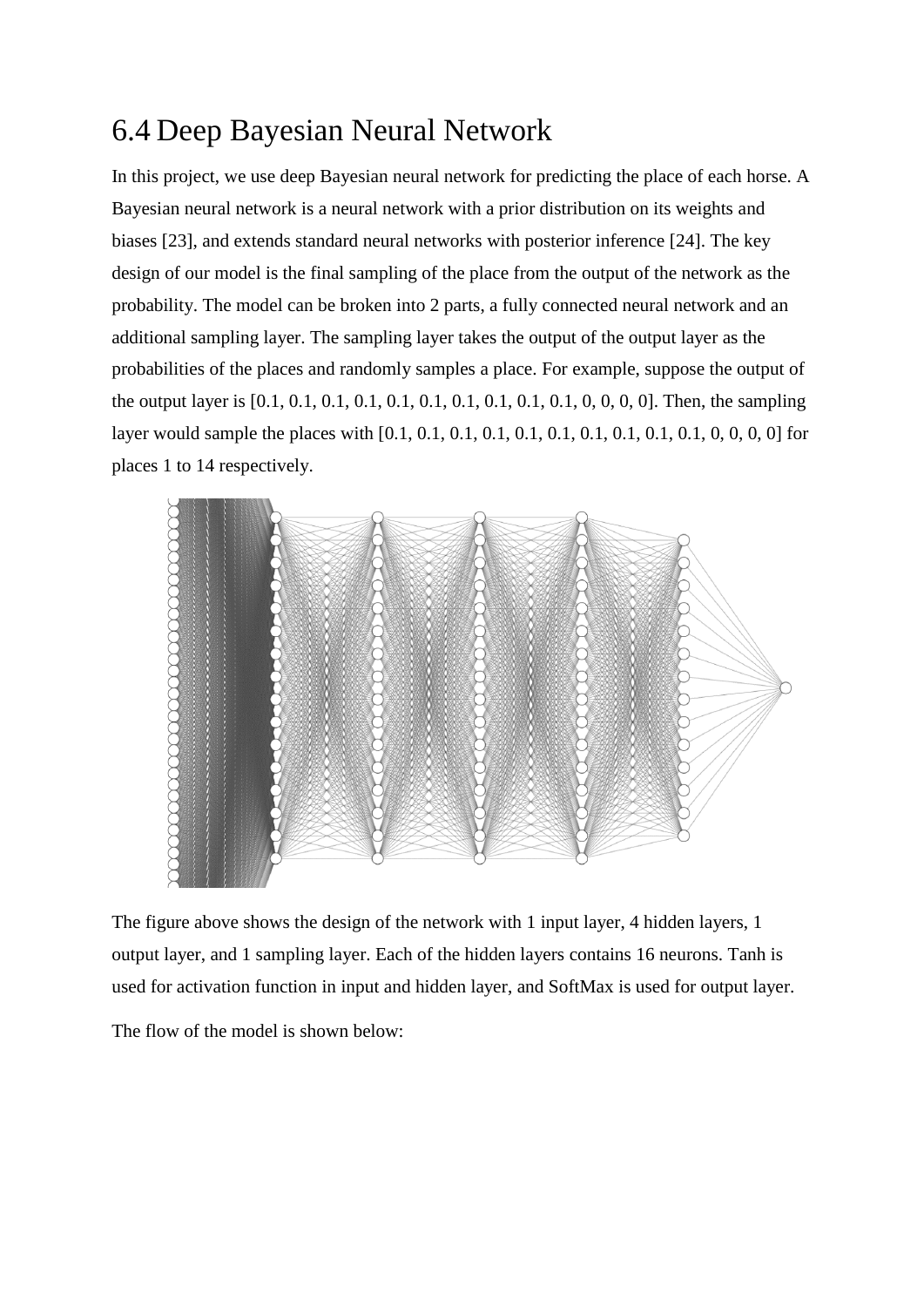## 6.4 Deep Bayesian Neural Network

In this project, we use deep Bayesian neural network for predicting the place of each horse. A Bayesian neural network is a neural network with a prior distribution on its weights and biases [23], and extends standard neural networks with posterior inference [24]. The key design of our model is the final sampling of the place from the output of the network as the probability. The model can be broken into 2 parts, a fully connected neural network and an additional sampling layer. The sampling layer takes the output of the output layer as the probabilities of the places and randomly samples a place. For example, suppose the output of the output layer is [0.1, 0.1, 0.1, 0.1, 0.1, 0.1, 0.1, 0.1, 0.1, 0.1, 0, 0, 0, 0]. Then, the sampling layer would sample the places with [0.1, 0.1, 0.1, 0.1, 0.1, 0.1, 0.1, 0.1, 0.1, 0.1, 0, 0, 0, 0] for places 1 to 14 respectively.

The figure above shows the design of the network with 1 input layer, 4 hidden layers, 1 output layer, and 1 sampling layer. Each of the hidden layers contains 16 neurons. Tanh is used for activation function in input and hidden layer, and SoftMax is used for output layer.

The flow of the model is shown below: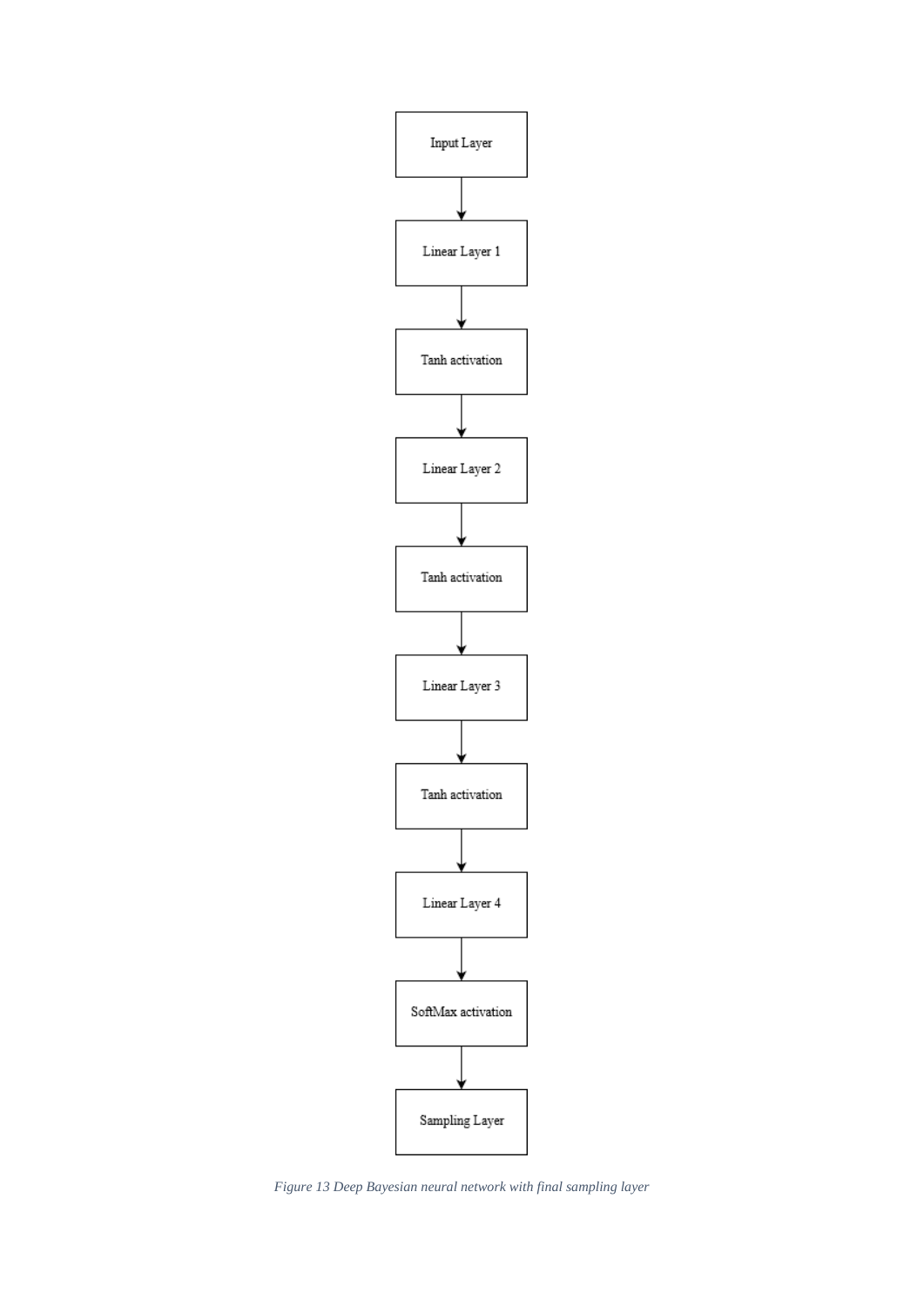Input Layer

Linear Layer 1

Tanh activation

Linear Layer 2

Tanh activation

Linear Layer 3

Tanh activation

Linear Layer 4

SoftMax activation

Sampling Layer

*Figure 13 Deep Bayesian neural network with final sampling layer*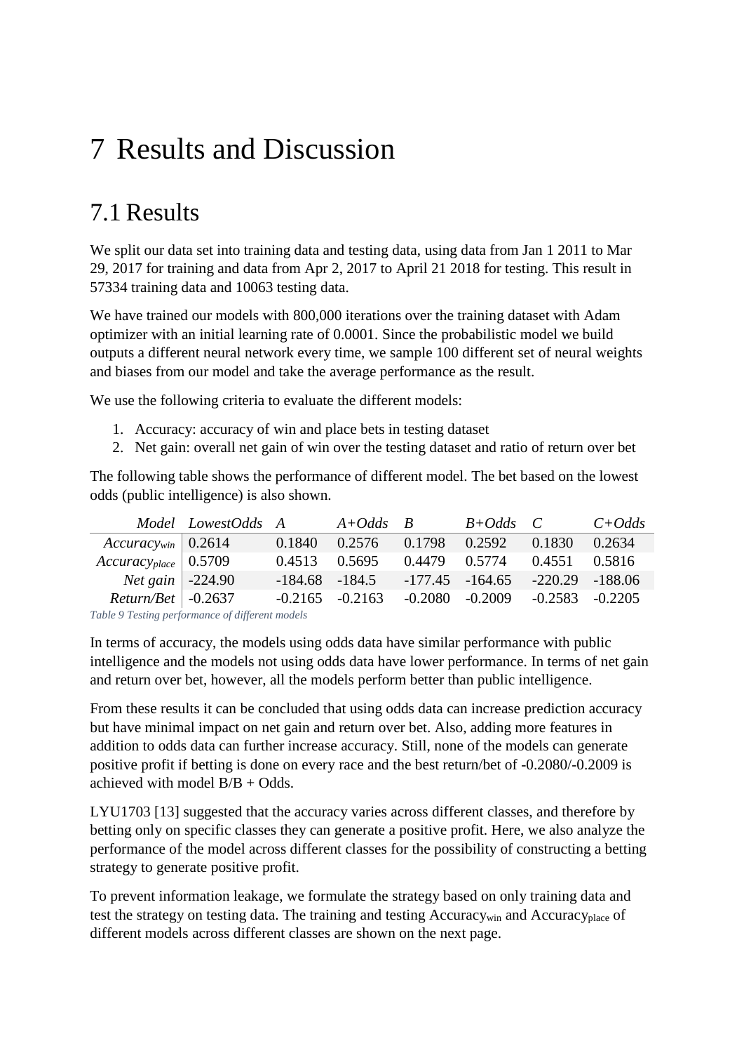# 7 Results and Discussion

## 7.1 Results

We split our data set into training data and testing data, using data from Jan 1 2011 to Mar 29, 2017 for training and data from Apr 2, 2017 to April 21 2018 for testing. This result in 57334 training data and 10063 testing data.

We have trained our models with 800,000 iterations over the training dataset with Adam optimizer with an initial learning rate of 0.0001. Since the probabilistic model we build outputs a different neural network every time, we sample 100 different set of neural weights and biases from our model and take the average performance as the result.

We use the following criteria to evaluate the different models:

1. Accuracy: accuracy of win and place bets in testing dataset
2. Net gain: overall net gain of win over the testing dataset and ratio of return over bet

The following table shows the performance of different model. The bet based on the lowest odds (public intelligence) is also shown.

| *Model* | *LowestOdds* | *A* | *A+Odds* | *B* | *B+Odds* | *C* | *C+Odds* |
|---|---|---|---|---|---|---|---|
| *$Accuracy_{win}$* | 0.2614 | 0.1840 | 0.2576 | 0.1798 | 0.2592 | 0.1830 | 0.2634 |
| *$Accuracy_{place}$* | 0.5709 | 0.4513 | 0.5695 | 0.4479 | 0.5774 | 0.4551 | 0.5816 |
| *Net gain* | -224.90 | -184.68 | -184.5 | -177.45 | -164.65 | -220.29 | -188.06 |
| *Return/Bet* | -0.2637 | -0.2165 | -0.2163 | -0.2080 | -0.2009 | -0.2583 | -0.2205 |

*Table 9 Testing performance of different models*

In terms of accuracy, the models using odds data have similar performance with public intelligence and the models not using odds data have lower performance. In terms of net gain and return over bet, however, all the models perform better than public intelligence.

From these results it can be concluded that using odds data can increase prediction accuracy but have minimal impact on net gain and return over bet. Also, adding more features in addition to odds data can further increase accuracy. Still, none of the models can generate positive profit if betting is done on every race and the best return/bet of -0.2080/-0.2009 is achieved with model B/B + Odds.

LYU1703 [13] suggested that the accuracy varies across different classes, and therefore by betting only on specific classes they can generate a positive profit. Here, we also analyze the performance of the model across different classes for the possibility of constructing a betting strategy to generate positive profit.

To prevent information leakage, we formulate the strategy based on only training data and test the strategy on testing data. The training and testing $Accuracy_{win}$ and $Accuracy_{place}$ of different models across different classes are shown on the next page.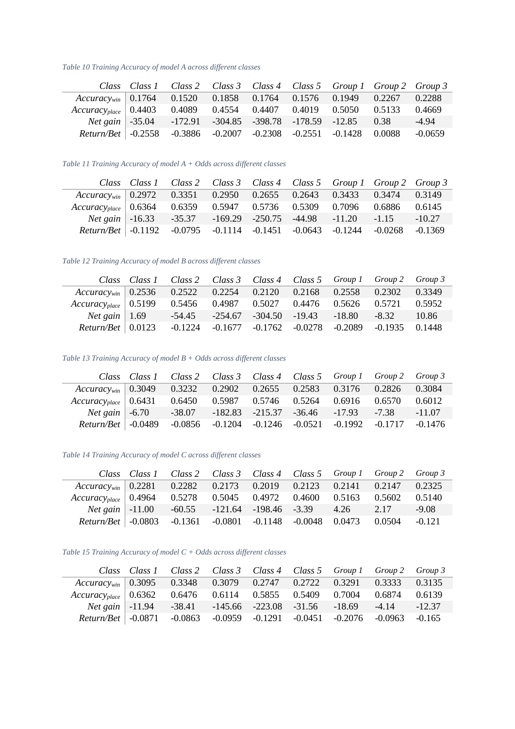*Table 10 Training Accuracy of model A across different classes*

| *Class* | *Class 1* | *Class 2* | *Class 3* | *Class 4* | *Class 5* | *Group 1* | *Group 2* | *Group 3* |
|---|---|---|---|---|---|---|---|---|
| $Accuracy_{win}$ | 0.1764 | 0.1520 | 0.1858 | 0.1764 | 0.1576 | 0.1949 | 0.2267 | 0.2288 |
| $Accuracy_{place}$ | 0.4403 | 0.4089 | 0.4554 | 0.4407 | 0.4019 | 0.5050 | 0.5133 | 0.4669 |
| *Net gain* | -35.04 | -172.91 | -304.85 | -398.78 | -178.59 | -12.85 | 0.38 | -4.94 |
| *Return/Bet* | -0.2558 | -0.3886 | -0.2007 | -0.2308 | -0.2551 | -0.1428 | 0.0088 | -0.0659 |

*Table 11 Training Accuracy of model A + Odds across different classes*

| *Class* | *Class 1* | *Class 2* | *Class 3* | *Class 4* | *Class 5* | *Group 1* | *Group 2* | *Group 3* |
|---|---|---|---|---|---|---|---|---|
| $Accuracy_{win}$ | 0.2972 | 0.3351 | 0.2950 | 0.2655 | 0.2643 | 0.3433 | 0.3474 | 0.3149 |
| $Accuracy_{place}$ | 0.6364 | 0.6359 | 0.5947 | 0.5736 | 0.5309 | 0.7096 | 0.6886 | 0.6145 |
| *Net gain* | -16.33 | -35.37 | -169.29 | -250.75 | -44.98 | -11.20 | -1.15 | -10.27 |
| *Return/Bet* | -0.1192 | -0.0795 | -0.1114 | -0.1451 | -0.0643 | -0.1244 | -0.0268 | -0.1369 |

*Table 12 Training Accuracy of model B across different classes*

| *Class* | *Class 1* | *Class 2* | *Class 3* | *Class 4* | *Class 5* | *Group 1* | *Group 2* | *Group 3* |
|---|---|---|---|---|---|---|---|---|
| $Accuracy_{win}$ | 0.2536 | 0.2522 | 0.2254 | 0.2120 | 0.2168 | 0.2558 | 0.2302 | 0.3349 |
| $Accuracy_{place}$ | 0.5199 | 0.5456 | 0.4987 | 0.5027 | 0.4476 | 0.5626 | 0.5721 | 0.5952 |
| *Net gain* | 1.69 | -54.45 | -254.67 | -304.50 | -19.43 | -18.80 | -8.32 | 10.86 |
| *Return/Bet* | 0.0123 | -0.1224 | -0.1677 | -0.1762 | -0.0278 | -0.2089 | -0.1935 | 0.1448 |

*Table 13 Training Accuracy of model B + Odds across different classes*

| *Class* | *Class 1* | *Class 2* | *Class 3* | *Class 4* | *Class 5* | *Group 1* | *Group 2* | *Group 3* |
|---|---|---|---|---|---|---|---|---|
| $Accuracy_{win}$ | 0.3049 | 0.3232 | 0.2902 | 0.2655 | 0.2583 | 0.3176 | 0.2826 | 0.3084 |
| $Accuracy_{place}$ | 0.6431 | 0.6450 | 0.5987 | 0.5746 | 0.5264 | 0.6916 | 0.6570 | 0.6012 |
| *Net gain* | -6.70 | -38.07 | -182.83 | -215.37 | -36.46 | -17.93 | -7.38 | -11.07 |
| *Return/Bet* | -0.0489 | -0.0856 | -0.1204 | -0.1246 | -0.0521 | -0.1992 | -0.1717 | -0.1476 |

*Table 14 Training Accuracy of model C across different classes*

| *Class* | *Class 1* | *Class 2* | *Class 3* | *Class 4* | *Class 5* | *Group 1* | *Group 2* | *Group 3* |
|---|---|---|---|---|---|---|---|---|
| $Accuracy_{win}$ | 0.2281 | 0.2282 | 0.2173 | 0.2019 | 0.2123 | 0.2141 | 0.2147 | 0.2325 |
| $Accuracy_{place}$ | 0.4964 | 0.5278 | 0.5045 | 0.4972 | 0.4600 | 0.5163 | 0.5602 | 0.5140 |
| *Net gain* | -11.00 | -60.55 | -121.64 | -198.46 | -3.39 | 4.26 | 2.17 | -9.08 |
| *Return/Bet* | -0.0803 | -0.1361 | -0.0801 | -0.1148 | -0.0048 | 0.0473 | 0.0504 | -0.121 |

*Table 15 Training Accuracy of model C + Odds across different classes*

| *Class* | *Class 1* | *Class 2* | *Class 3* | *Class 4* | *Class 5* | *Group 1* | *Group 2* | *Group 3* |
|---|---|---|---|---|---|---|---|---|
| $Accuracy_{win}$ | 0.3095 | 0.3348 | 0.3079 | 0.2747 | 0.2722 | 0.3291 | 0.3333 | 0.3135 |
| $Accuracy_{place}$ | 0.6362 | 0.6476 | 0.6114 | 0.5855 | 0.5409 | 0.7004 | 0.6874 | 0.6139 |
| *Net gain* | -11.94 | -38.41 | -145.66 | -223.08 | -31.56 | -18.69 | -4.14 | -12.37 |
| *Return/Bet* | -0.0871 | -0.0863 | -0.0959 | -0.1291 | -0.0451 | -0.2076 | -0.0963 | -0.165 |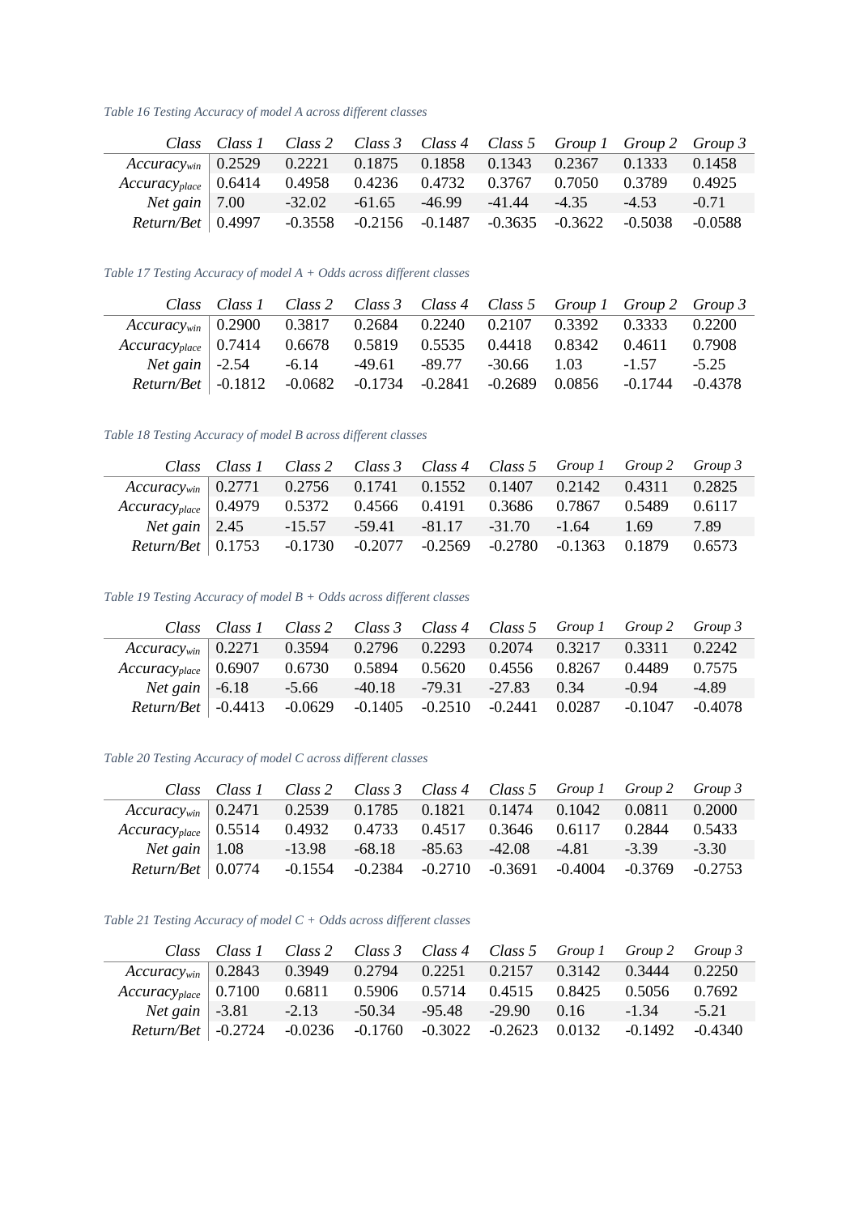*Table 16 Testing Accuracy of model A across different classes*

| *Class* | *Class 1* | *Class 2* | *Class 3* | *Class 4* | *Class 5* | *Group 1* | *Group 2* | *Group 3* |
|---|---|---|---|---|---|---|---|---|
| $Accuracy_{win}$ | 0.2529 | 0.2221 | 0.1875 | 0.1858 | 0.1343 | 0.2367 | 0.1333 | 0.1458 |
| $Accuracy_{place}$ | 0.6414 | 0.4958 | 0.4236 | 0.4732 | 0.3767 | 0.7050 | 0.3789 | 0.4925 |
| *Net gain* | 7.00 | -32.02 | -61.65 | -46.99 | -41.44 | -4.35 | -4.53 | -0.71 |
| *Return/Bet* | 0.4997 | -0.3558 | -0.2156 | -0.1487 | -0.3635 | -0.3622 | -0.5038 | -0.0588 |

*Table 17 Testing Accuracy of model A + Odds across different classes*

| *Class* | *Class 1* | *Class 2* | *Class 3* | *Class 4* | *Class 5* | *Group 1* | *Group 2* | *Group 3* |
|---|---|---|---|---|---|---|---|---|
| $Accuracy_{win}$ | 0.2900 | 0.3817 | 0.2684 | 0.2240 | 0.2107 | 0.3392 | 0.3333 | 0.2200 |
| $Accuracy_{place}$ | 0.7414 | 0.6678 | 0.5819 | 0.5535 | 0.4418 | 0.8342 | 0.4611 | 0.7908 |
| *Net gain* | -2.54 | -6.14 | -49.61 | -89.77 | -30.66 | 1.03 | -1.57 | -5.25 |
| *Return/Bet* | -0.1812 | -0.0682 | -0.1734 | -0.2841 | -0.2689 | 0.0856 | -0.1744 | -0.4378 |

*Table 18 Testing Accuracy of model B across different classes*

| *Class* | *Class 1* | *Class 2* | *Class 3* | *Class 4* | *Class 5* | *Group 1* | *Group 2* | *Group 3* |
|---|---|---|---|---|---|---|---|---|
| $Accuracy_{win}$ | 0.2771 | 0.2756 | 0.1741 | 0.1552 | 0.1407 | 0.2142 | 0.4311 | 0.2825 |
| $Accuracy_{place}$ | 0.4979 | 0.5372 | 0.4566 | 0.4191 | 0.3686 | 0.7867 | 0.5489 | 0.6117 |
| *Net gain* | 2.45 | -15.57 | -59.41 | -81.17 | -31.70 | -1.64 | 1.69 | 7.89 |
| *Return/Bet* | 0.1753 | -0.1730 | -0.2077 | -0.2569 | -0.2780 | -0.1363 | 0.1879 | 0.6573 |

*Table 19 Testing Accuracy of model B + Odds across different classes*

| *Class* | *Class 1* | *Class 2* | *Class 3* | *Class 4* | *Class 5* | *Group 1* | *Group 2* | *Group 3* |
|---|---|---|---|---|---|---|---|---|
| $Accuracy_{win}$ | 0.2271 | 0.3594 | 0.2796 | 0.2293 | 0.2074 | 0.3217 | 0.3311 | 0.2242 |
| $Accuracy_{place}$ | 0.6907 | 0.6730 | 0.5894 | 0.5620 | 0.4556 | 0.8267 | 0.4489 | 0.7575 |
| *Net gain* | -6.18 | -5.66 | -40.18 | -79.31 | -27.83 | 0.34 | -0.94 | -4.89 |
| *Return/Bet* | -0.4413 | -0.0629 | -0.1405 | -0.2510 | -0.2441 | 0.0287 | -0.1047 | -0.4078 |

*Table 20 Testing Accuracy of model C across different classes*

| *Class* | *Class 1* | *Class 2* | *Class 3* | *Class 4* | *Class 5* | *Group 1* | *Group 2* | *Group 3* |
|---|---|---|---|---|---|---|---|---|
| $Accuracy_{win}$ | 0.2471 | 0.2539 | 0.1785 | 0.1821 | 0.1474 | 0.1042 | 0.0811 | 0.2000 |
| $Accuracy_{place}$ | 0.5514 | 0.4932 | 0.4733 | 0.4517 | 0.3646 | 0.6117 | 0.2844 | 0.5433 |
| *Net gain* | 1.08 | -13.98 | -68.18 | -85.63 | -42.08 | -4.81 | -3.39 | -3.30 |
| *Return/Bet* | 0.0774 | -0.1554 | -0.2384 | -0.2710 | -0.3691 | -0.4004 | -0.3769 | -0.2753 |

*Table 21 Testing Accuracy of model C + Odds across different classes*

| *Class* | *Class 1* | *Class 2* | *Class 3* | *Class 4* | *Class 5* | *Group 1* | *Group 2* | *Group 3* |
|---|---|---|---|---|---|---|---|---|
| $Accuracy_{win}$ | 0.2843 | 0.3949 | 0.2794 | 0.2251 | 0.2157 | 0.3142 | 0.3444 | 0.2250 |
| $Accuracy_{place}$ | 0.7100 | 0.6811 | 0.5906 | 0.5714 | 0.4515 | 0.8425 | 0.5056 | 0.7692 |
| *Net gain* | -3.81 | -2.13 | -50.34 | -95.48 | -29.90 | 0.16 | -1.34 | -5.21 |
| *Return/Bet* | -0.2724 | -0.0236 | -0.1760 | -0.3022 | -0.2623 | 0.0132 | -0.1492 | -0.4340 |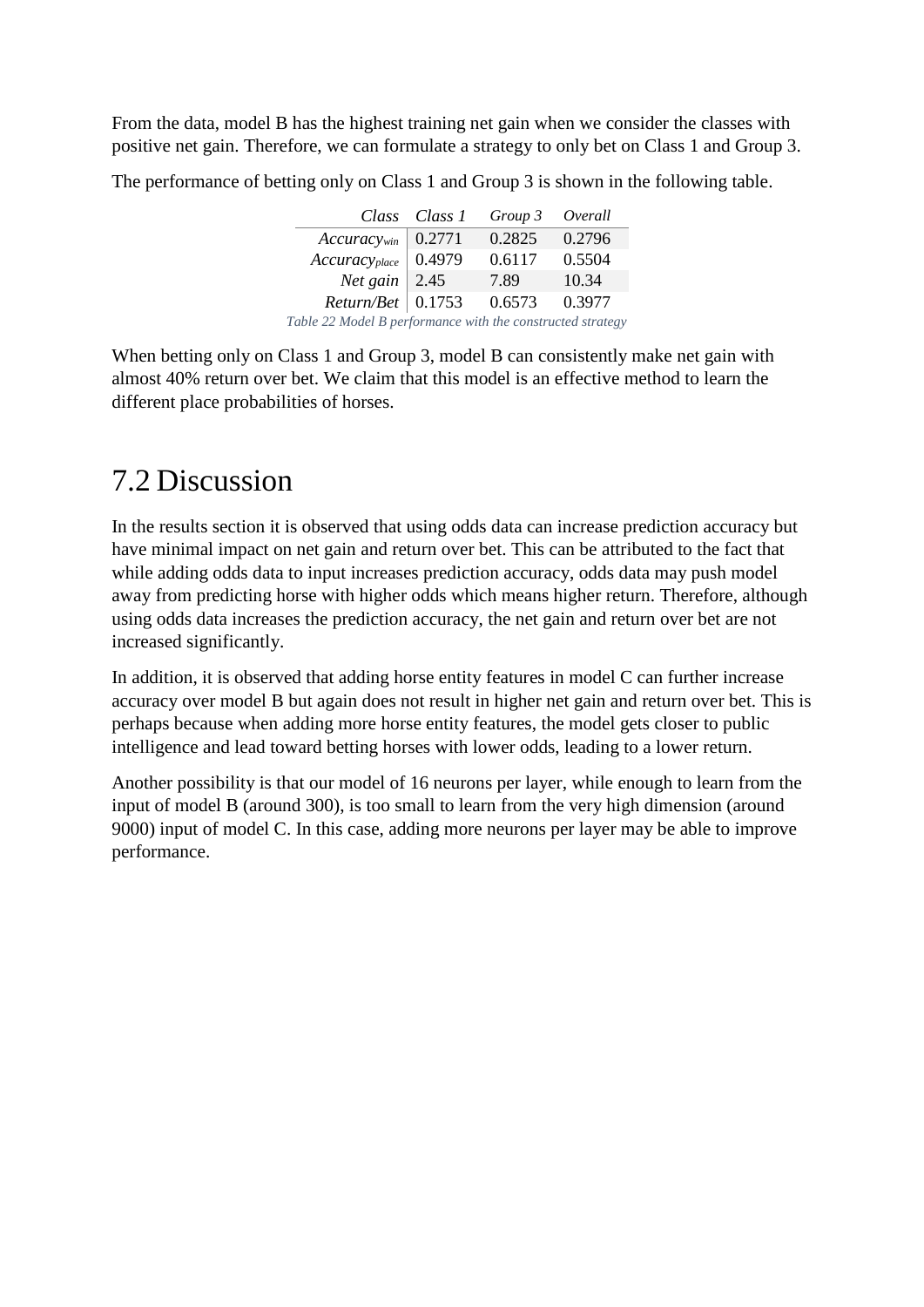From the data, model B has the highest training net gain when we consider the classes with positive net gain. Therefore, we can formulate a strategy to only bet on Class 1 and Group 3.

The performance of betting only on Class 1 and Group 3 is shown in the following table.

| *Class* | *Class 1* | *Group 3* | *Overall* |
|---|---|---|---|
| *Accuracy$_{win}$* | 0.2771 | 0.2825 | 0.2796 |
| *Accuracy$_{place}$* | 0.4979 | 0.6117 | 0.5504 |
| *Net gain* | 2.45 | 7.89 | 10.34 |
| *Return/Bet* | 0.1753 | 0.6573 | 0.3977 |

*Table 22 Model B performance with the constructed strategy*

When betting only on Class 1 and Group 3, model B can consistently make net gain with almost 40% return over bet. We claim that this model is an effective method to learn the different place probabilities of horses.

## 7.2 Discussion

In the results section it is observed that using odds data can increase prediction accuracy but have minimal impact on net gain and return over bet. This can be attributed to the fact that while adding odds data to input increases prediction accuracy, odds data may push model away from predicting horse with higher odds which means higher return. Therefore, although using odds data increases the prediction accuracy, the net gain and return over bet are not increased significantly.

In addition, it is observed that adding horse entity features in model C can further increase accuracy over model B but again does not result in higher net gain and return over bet. This is perhaps because when adding more horse entity features, the model gets closer to public intelligence and lead toward betting horses with lower odds, leading to a lower return.

Another possibility is that our model of 16 neurons per layer, while enough to learn from the input of model B (around 300), is too small to learn from the very high dimension (around 9000) input of model C. In this case, adding more neurons per layer may be able to improve performance.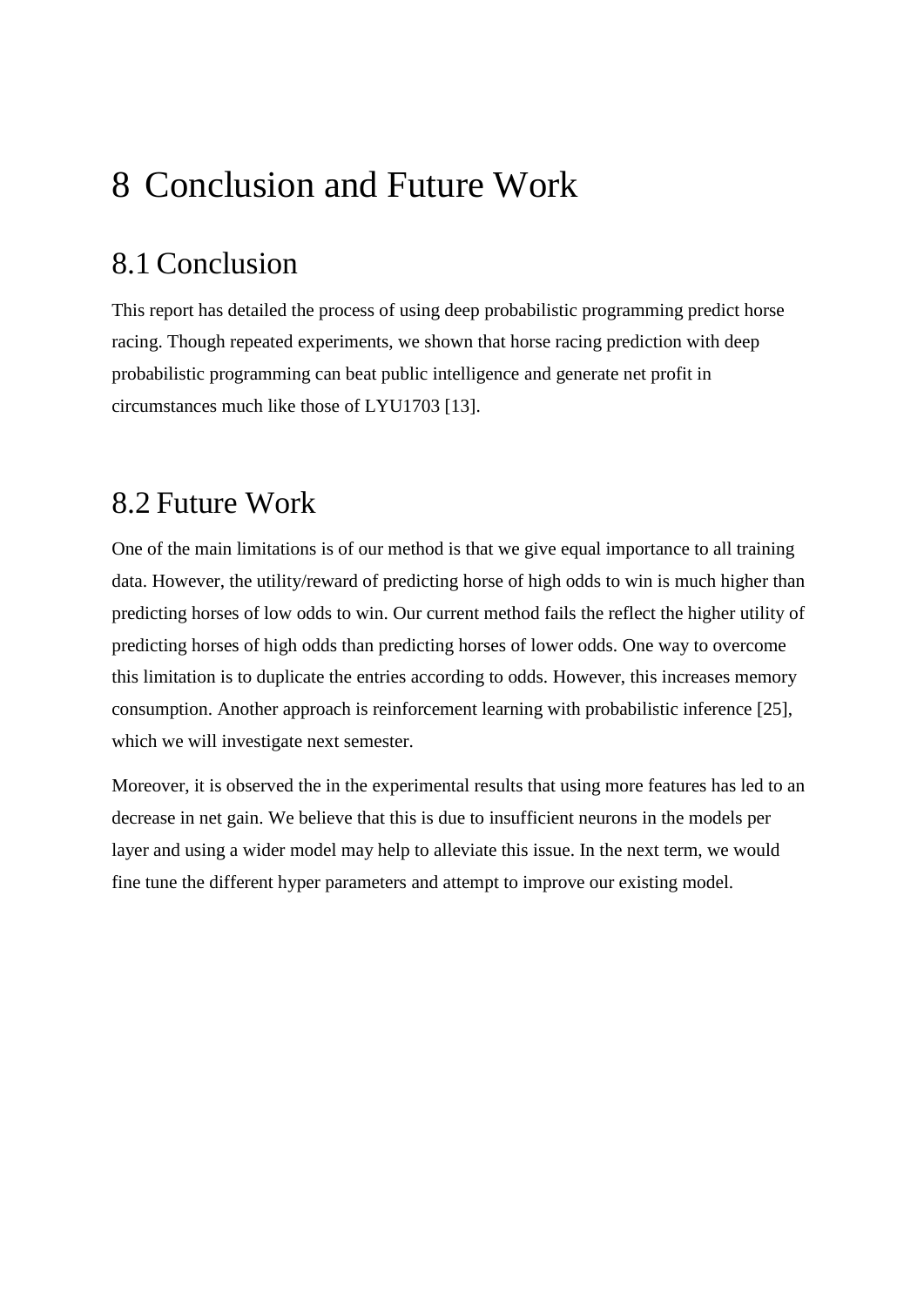# 8 Conclusion and Future Work

## 8.1 Conclusion

This report has detailed the process of using deep probabilistic programming predict horse racing. Though repeated experiments, we shown that horse racing prediction with deep probabilistic programming can beat public intelligence and generate net profit in circumstances much like those of LYU1703 [13].

## 8.2 Future Work

One of the main limitations is of our method is that we give equal importance to all training data. However, the utility/reward of predicting horse of high odds to win is much higher than predicting horses of low odds to win. Our current method fails the reflect the higher utility of predicting horses of high odds than predicting horses of lower odds. One way to overcome this limitation is to duplicate the entries according to odds. However, this increases memory consumption. Another approach is reinforcement learning with probabilistic inference [25], which we will investigate next semester.

Moreover, it is observed the in the experimental results that using more features has led to an decrease in net gain. We believe that this is due to insufficient neurons in the models per layer and using a wider model may help to alleviate this issue. In the next term, we would fine tune the different hyper parameters and attempt to improve our existing model.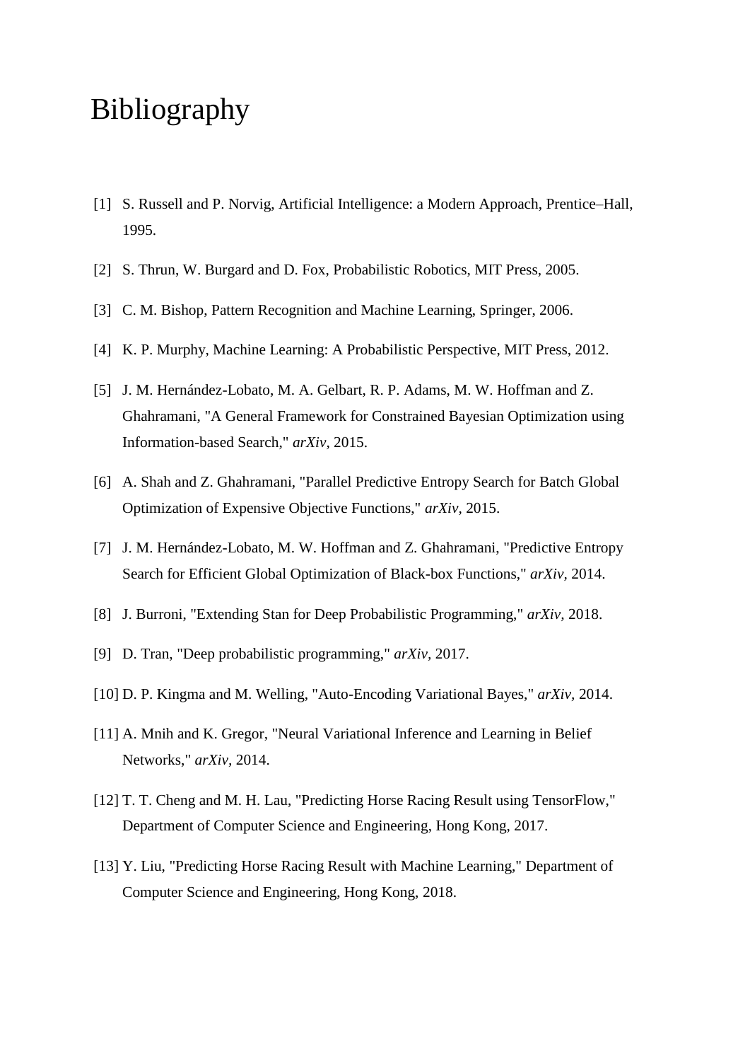# Bibliography

[1] S. Russell and P. Norvig, Artificial Intelligence: a Modern Approach, Prentice–Hall, 1995.

[2] S. Thrun, W. Burgard and D. Fox, Probabilistic Robotics, MIT Press, 2005.

[3] C. M. Bishop, Pattern Recognition and Machine Learning, Springer, 2006.

[4] K. P. Murphy, Machine Learning: A Probabilistic Perspective, MIT Press, 2012.

[5] J. M. Hernández-Lobato, M. A. Gelbart, R. P. Adams, M. W. Hoffman and Z. Ghahramani, "A General Framework for Constrained Bayesian Optimization using Information-based Search," *arXiv*, 2015.

[6] A. Shah and Z. Ghahramani, "Parallel Predictive Entropy Search for Batch Global Optimization of Expensive Objective Functions," *arXiv*, 2015.

[7] J. M. Hernández-Lobato, M. W. Hoffman and Z. Ghahramani, "Predictive Entropy Search for Efficient Global Optimization of Black-box Functions," *arXiv*, 2014.

[8] J. Burroni, "Extending Stan for Deep Probabilistic Programming," *arXiv*, 2018.

[9] D. Tran, "Deep probabilistic programming," *arXiv*, 2017.

[10] D. P. Kingma and M. Welling, "Auto-Encoding Variational Bayes," *arXiv*, 2014.

[11] A. Mnih and K. Gregor, "Neural Variational Inference and Learning in Belief Networks," *arXiv*, 2014.

[12] T. T. Cheng and M. H. Lau, "Predicting Horse Racing Result using TensorFlow," Department of Computer Science and Engineering, Hong Kong, 2017.

[13] Y. Liu, "Predicting Horse Racing Result with Machine Learning," Department of Computer Science and Engineering, Hong Kong, 2018.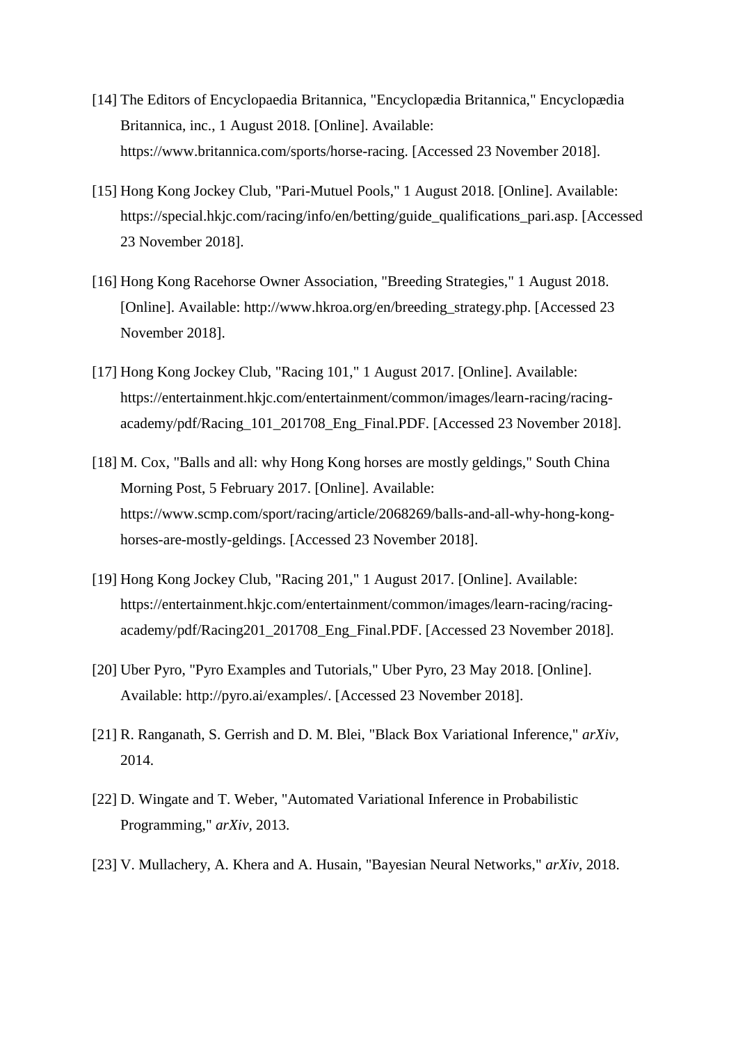[14] The Editors of Encyclopaedia Britannica, "Encyclopædia Britannica," Encyclopædia Britannica, inc., 1 August 2018. [Online]. Available: https://www.britannica.com/sports/horse-racing. [Accessed 23 November 2018].

[15] Hong Kong Jockey Club, "Pari-Mutuel Pools," 1 August 2018. [Online]. Available: https://special.hkjc.com/racing/info/en/betting/guide_qualifications_pari.asp. [Accessed 23 November 2018].

[16] Hong Kong Racehorse Owner Association, "Breeding Strategies," 1 August 2018. [Online]. Available: http://www.hkroa.org/en/breeding_strategy.php. [Accessed 23 November 2018].

[17] Hong Kong Jockey Club, "Racing 101," 1 August 2017. [Online]. Available: https://entertainment.hkjc.com/entertainment/common/images/learn-racing/racing-academy/pdf/Racing_101_201708_Eng_Final.PDF. [Accessed 23 November 2018].

[18] M. Cox, "Balls and all: why Hong Kong horses are mostly geldings," South China Morning Post, 5 February 2017. [Online]. Available: https://www.scmp.com/sport/racing/article/2068269/balls-and-all-why-hong-kong-horses-are-mostly-geldings. [Accessed 23 November 2018].

[19] Hong Kong Jockey Club, "Racing 201," 1 August 2017. [Online]. Available: https://entertainment.hkjc.com/entertainment/common/images/learn-racing/racing-academy/pdf/Racing201_201708_Eng_Final.PDF. [Accessed 23 November 2018].

[20] Uber Pyro, "Pyro Examples and Tutorials," Uber Pyro, 23 May 2018. [Online]. Available: http://pyro.ai/examples/. [Accessed 23 November 2018].

[21] R. Ranganath, S. Gerrish and D. M. Blei, "Black Box Variational Inference," *arXiv*, 2014.

[22] D. Wingate and T. Weber, "Automated Variational Inference in Probabilistic Programming," *arXiv*, 2013.

[23] V. Mullachery, A. Khera and A. Husain, "Bayesian Neural Networks," *arXiv*, 2018.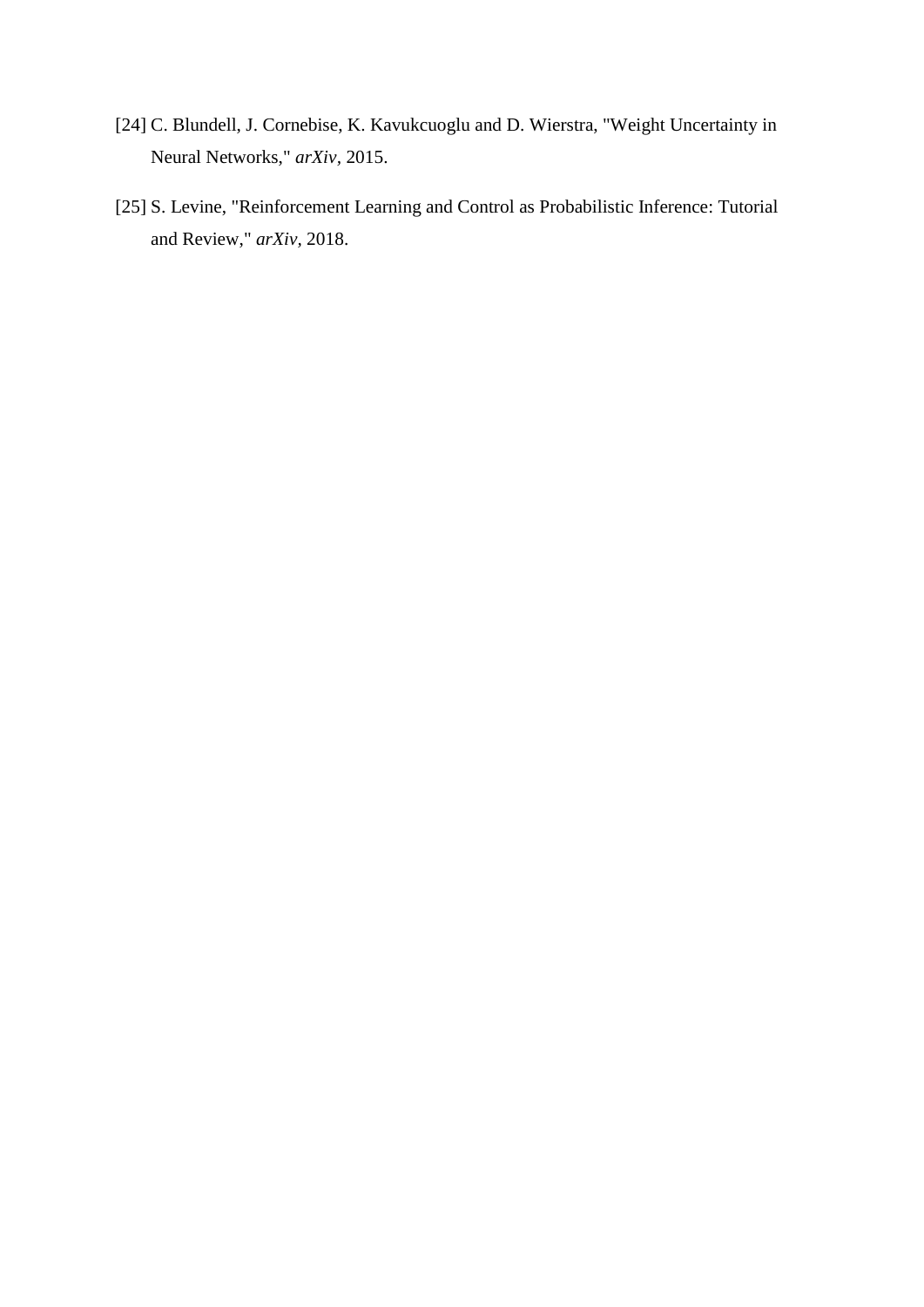[24] C. Blundell, J. Cornebise, K. Kavukcuoglu and D. Wierstra, "Weight Uncertainty in Neural Networks," *arXiv*, 2015.

[25] S. Levine, "Reinforcement Learning and Control as Probabilistic Inference: Tutorial and Review," *arXiv*, 2018.